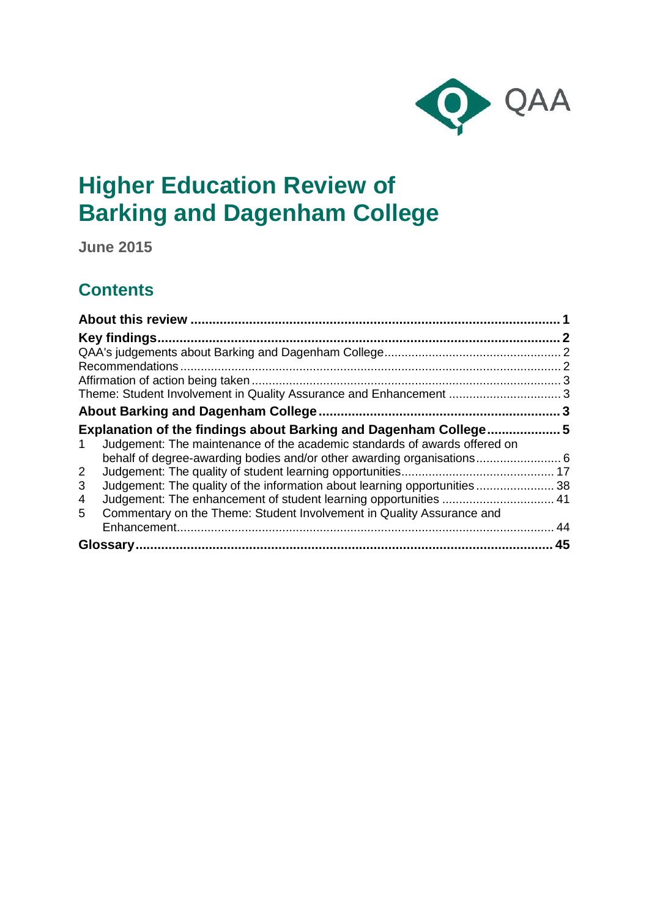QAA

# Higher Education Review of Barking and Dagenham College

**June 2015**

## Contents

**About this review** ..................................................................................................... **1**

**Key findings**............................................................................................................... **2**

QAA's judgements about Barking and Dagenham College.................................................... 2

Recommendations ................................................................................................................ 2

Affirmation of action being taken ........................................................................................... 3

Theme: Student Involvement in Quality Assurance and Enhancement ................................. 3

**About Barking and Dagenham College** ................................................................. **3**

**Explanation of the findings about Barking and Dagenham College**.................... **5**

1 Judgement: The maintenance of the academic standards of awards offered on behalf of degree-awarding bodies and/or other awarding organisations......................... 6

2 Judgement: The quality of student learning opportunities............................................ 17

3 Judgement: The quality of the information about learning opportunities ....................... 38

4 Judgement: The enhancement of student learning opportunities ................................. 41

5 Commentary on the Theme: Student Involvement in Quality Assurance and Enhancement............................................................................................................... 44

**Glossary**................................................................................................................. **45**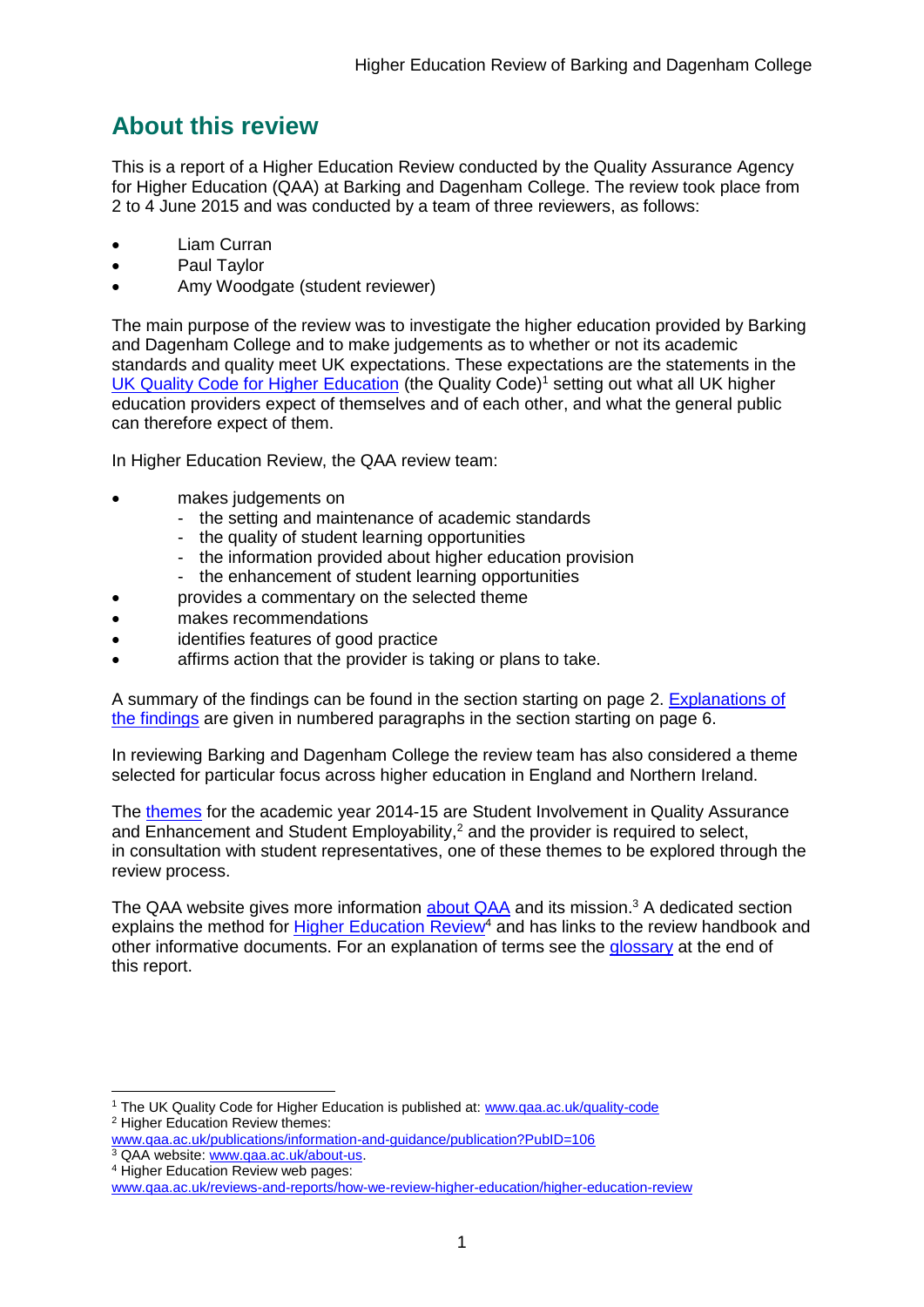## About this review

This is a report of a Higher Education Review conducted by the Quality Assurance Agency for Higher Education (QAA) at Barking and Dagenham College. The review took place from 2 to 4 June 2015 and was conducted by a team of three reviewers, as follows:

- Liam Curran
- Paul Taylor
- Amy Woodgate (student reviewer)

The main purpose of the review was to investigate the higher education provided by Barking and Dagenham College and to make judgements as to whether or not its academic standards and quality meet UK expectations. These expectations are the statements in the UK Quality Code for Higher Education (the Quality Code)[1] setting out what all UK higher education providers expect of themselves and of each other, and what the general public can therefore expect of them.

In Higher Education Review, the QAA review team:

- makes judgements on
  - the setting and maintenance of academic standards
  - the quality of student learning opportunities
  - the information provided about higher education provision
  - the enhancement of student learning opportunities
- provides a commentary on the selected theme
- makes recommendations
- identifies features of good practice
- affirms action that the provider is taking or plans to take.

A summary of the findings can be found in the section starting on page 2. Explanations of the findings are given in numbered paragraphs in the section starting on page 6.

In reviewing Barking and Dagenham College the review team has also considered a theme selected for particular focus across higher education in England and Northern Ireland.

The themes for the academic year 2014-15 are Student Involvement in Quality Assurance and Enhancement and Student Employability,[2] and the provider is required to select, in consultation with student representatives, one of these themes to be explored through the review process.

The QAA website gives more information about QAA and its mission.[3] A dedicated section explains the method for Higher Education Review[4] and has links to the review handbook and other informative documents. For an explanation of terms see the glossary at the end of this report.

---

[1] The UK Quality Code for Higher Education is published at: www.qaa.ac.uk/quality-code

[2] Higher Education Review themes: www.qaa.ac.uk/publications/information-and-guidance/publication?PubID=106

[3] QAA website: www.qaa.ac.uk/about-us.

[4] Higher Education Review web pages: www.qaa.ac.uk/reviews-and-reports/how-we-review-higher-education/higher-education-review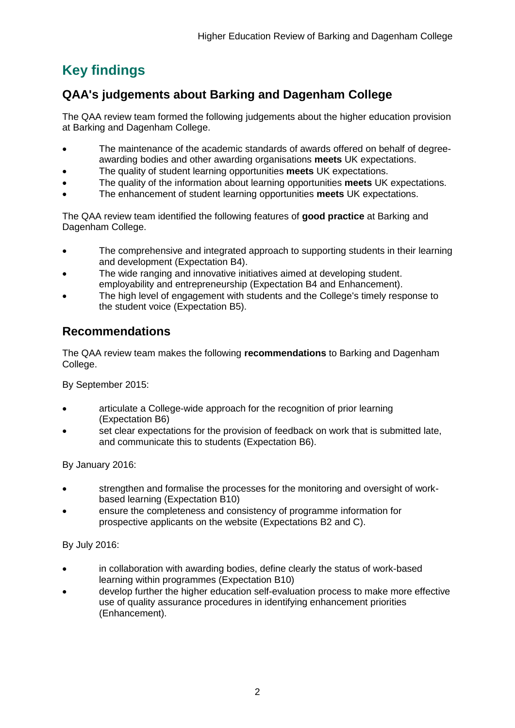# Key findings

## QAA's judgements about Barking and Dagenham College

The QAA review team formed the following judgements about the higher education provision at Barking and Dagenham College.

- The maintenance of the academic standards of awards offered on behalf of degree-awarding bodies and other awarding organisations **meets** UK expectations.
- The quality of student learning opportunities **meets** UK expectations.
- The quality of the information about learning opportunities **meets** UK expectations.
- The enhancement of student learning opportunities **meets** UK expectations.

The QAA review team identified the following features of **good practice** at Barking and Dagenham College.

- The comprehensive and integrated approach to supporting students in their learning and development (Expectation B4).
- The wide ranging and innovative initiatives aimed at developing student. employability and entrepreneurship (Expectation B4 and Enhancement).
- The high level of engagement with students and the College's timely response to the student voice (Expectation B5).

## Recommendations

The QAA review team makes the following **recommendations** to Barking and Dagenham College.

By September 2015:

- articulate a College-wide approach for the recognition of prior learning (Expectation B6)
- set clear expectations for the provision of feedback on work that is submitted late, and communicate this to students (Expectation B6).

By January 2016:

- strengthen and formalise the processes for the monitoring and oversight of work-based learning (Expectation B10)
- ensure the completeness and consistency of programme information for prospective applicants on the website (Expectations B2 and C).

By July 2016:

- in collaboration with awarding bodies, define clearly the status of work-based learning within programmes (Expectation B10)
- develop further the higher education self-evaluation process to make more effective use of quality assurance procedures in identifying enhancement priorities (Enhancement).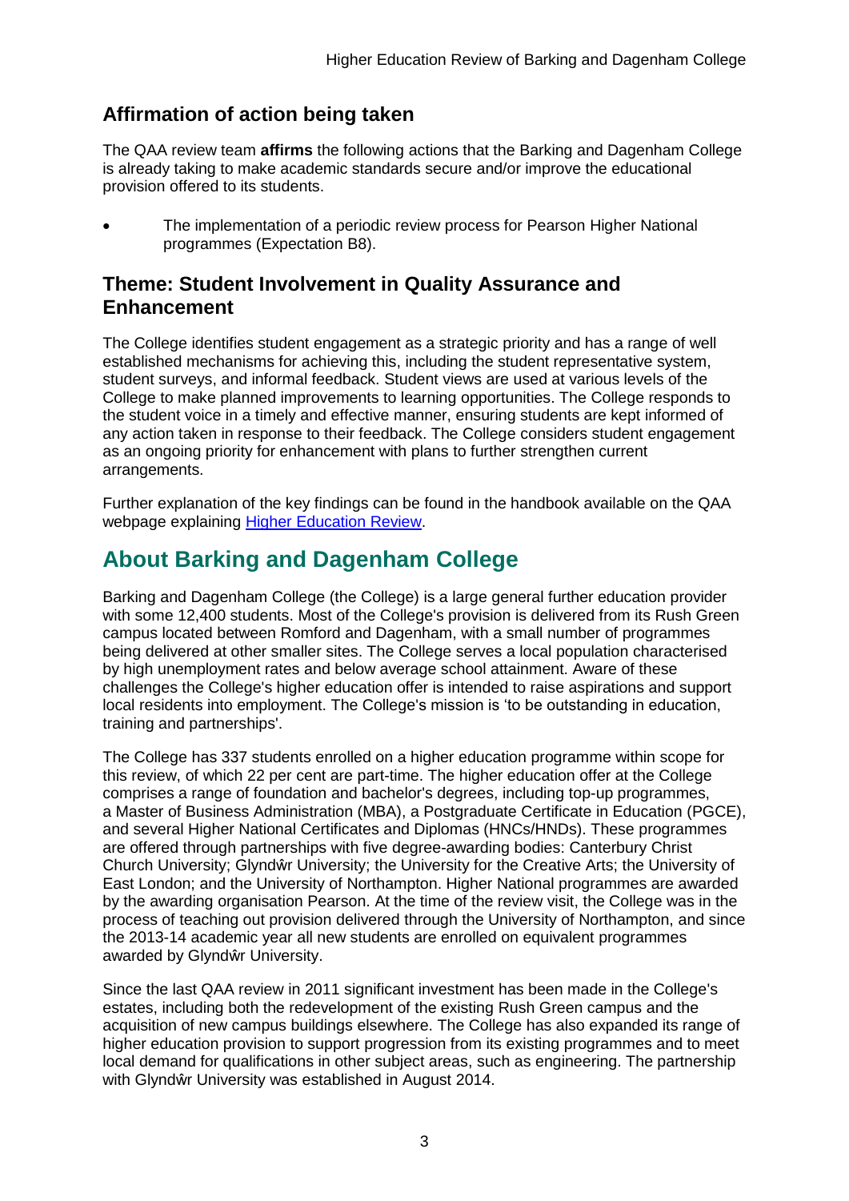## Affirmation of action being taken

The QAA review team **affirms** the following actions that the Barking and Dagenham College is already taking to make academic standards secure and/or improve the educational provision offered to its students.

- The implementation of a periodic review process for Pearson Higher National programmes (Expectation B8).

## Theme: Student Involvement in Quality Assurance and Enhancement

The College identifies student engagement as a strategic priority and has a range of well established mechanisms for achieving this, including the student representative system, student surveys, and informal feedback. Student views are used at various levels of the College to make planned improvements to learning opportunities. The College responds to the student voice in a timely and effective manner, ensuring students are kept informed of any action taken in response to their feedback. The College considers student engagement as an ongoing priority for enhancement with plans to further strengthen current arrangements.

Further explanation of the key findings can be found in the handbook available on the QAA webpage explaining [Higher Education Review](#).

# About Barking and Dagenham College

Barking and Dagenham College (the College) is a large general further education provider with some 12,400 students. Most of the College's provision is delivered from its Rush Green campus located between Romford and Dagenham, with a small number of programmes being delivered at other smaller sites. The College serves a local population characterised by high unemployment rates and below average school attainment. Aware of these challenges the College's higher education offer is intended to raise aspirations and support local residents into employment. The College's mission is 'to be outstanding in education, training and partnerships'.

The College has 337 students enrolled on a higher education programme within scope for this review, of which 22 per cent are part-time. The higher education offer at the College comprises a range of foundation and bachelor's degrees, including top-up programmes, a Master of Business Administration (MBA), a Postgraduate Certificate in Education (PGCE), and several Higher National Certificates and Diplomas (HNCs/HNDs). These programmes are offered through partnerships with five degree-awarding bodies: Canterbury Christ Church University; Glyndŵr University; the University for the Creative Arts; the University of East London; and the University of Northampton. Higher National programmes are awarded by the awarding organisation Pearson. At the time of the review visit, the College was in the process of teaching out provision delivered through the University of Northampton, and since the 2013-14 academic year all new students are enrolled on equivalent programmes awarded by Glyndŵr University.

Since the last QAA review in 2011 significant investment has been made in the College's estates, including both the redevelopment of the existing Rush Green campus and the acquisition of new campus buildings elsewhere. The College has also expanded its range of higher education provision to support progression from its existing programmes and to meet local demand for qualifications in other subject areas, such as engineering. The partnership with Glyndŵr University was established in August 2014.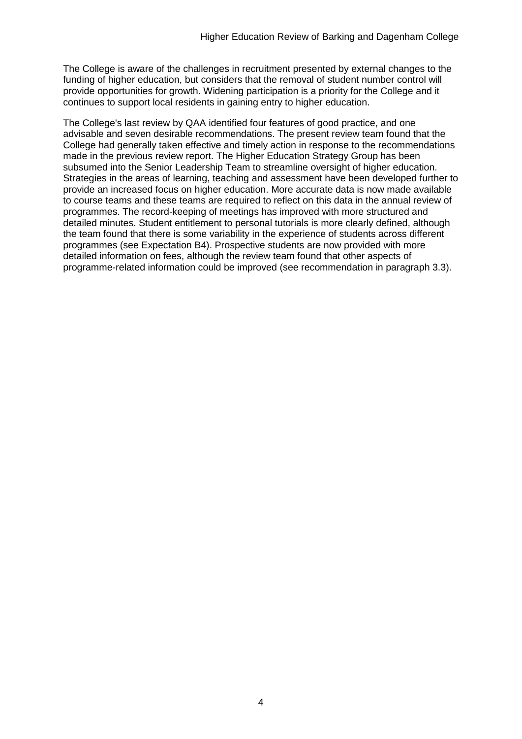The College is aware of the challenges in recruitment presented by external changes to the funding of higher education, but considers that the removal of student number control will provide opportunities for growth. Widening participation is a priority for the College and it continues to support local residents in gaining entry to higher education.

The College's last review by QAA identified four features of good practice, and one advisable and seven desirable recommendations. The present review team found that the College had generally taken effective and timely action in response to the recommendations made in the previous review report. The Higher Education Strategy Group has been subsumed into the Senior Leadership Team to streamline oversight of higher education. Strategies in the areas of learning, teaching and assessment have been developed further to provide an increased focus on higher education. More accurate data is now made available to course teams and these teams are required to reflect on this data in the annual review of programmes. The record-keeping of meetings has improved with more structured and detailed minutes. Student entitlement to personal tutorials is more clearly defined, although the team found that there is some variability in the experience of students across different programmes (see Expectation B4). Prospective students are now provided with more detailed information on fees, although the review team found that other aspects of programme-related information could be improved (see recommendation in paragraph 3.3).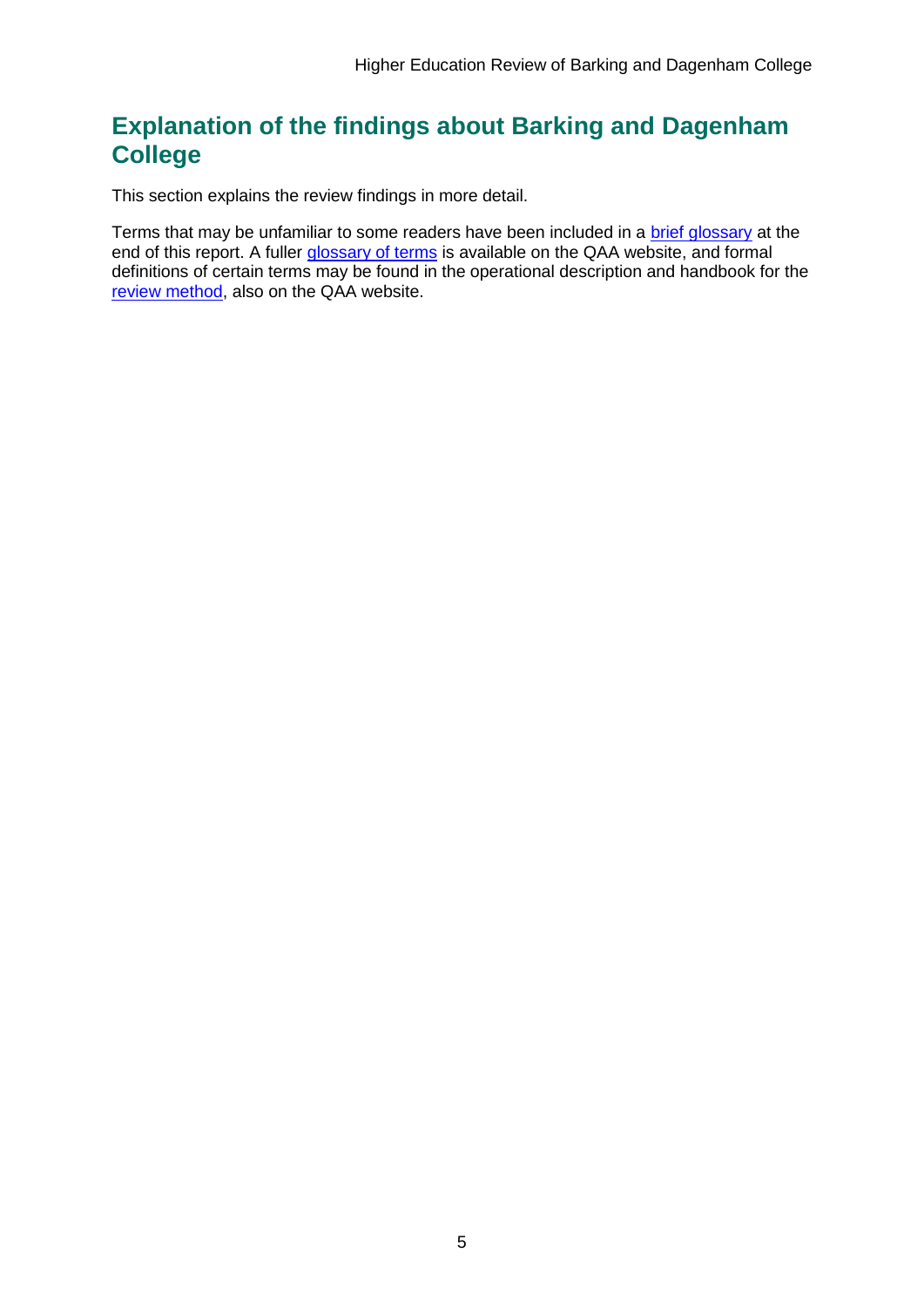## Explanation of the findings about Barking and Dagenham College

This section explains the review findings in more detail.

Terms that may be unfamiliar to some readers have been included in a brief glossary at the end of this report. A fuller glossary of terms is available on the QAA website, and formal definitions of certain terms may be found in the operational description and handbook for the review method, also on the QAA website.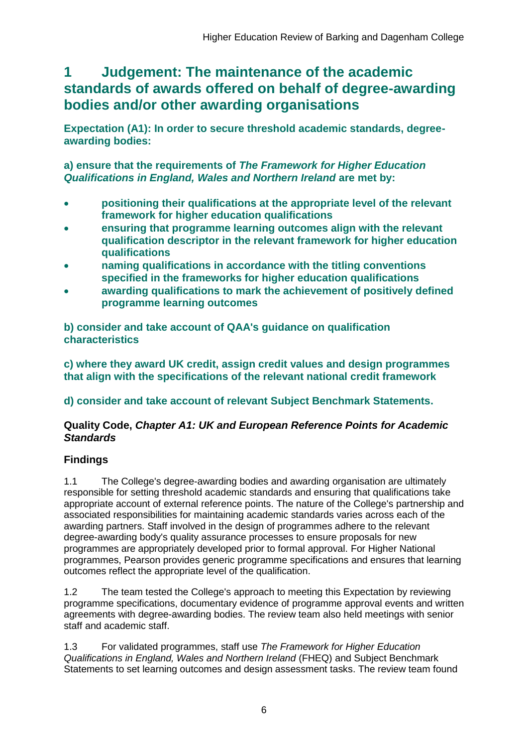## 1 Judgement: The maintenance of the academic standards of awards offered on behalf of degree-awarding bodies and/or other awarding organisations

**Expectation (A1): In order to secure threshold academic standards, degree-awarding bodies:**

**a) ensure that the requirements of *The Framework for Higher Education Qualifications in England, Wales and Northern Ireland* are met by:**

- **positioning their qualifications at the appropriate level of the relevant framework for higher education qualifications**
- **ensuring that programme learning outcomes align with the relevant qualification descriptor in the relevant framework for higher education qualifications**
- **naming qualifications in accordance with the titling conventions specified in the frameworks for higher education qualifications**
- **awarding qualifications to mark the achievement of positively defined programme learning outcomes**

**b) consider and take account of QAA's guidance on qualification characteristics**

**c) where they award UK credit, assign credit values and design programmes that align with the specifications of the relevant national credit framework**

**d) consider and take account of relevant Subject Benchmark Statements.**

**Quality Code, *Chapter A1: UK and European Reference Points for Academic Standards***

### Findings

1.1 The College's degree-awarding bodies and awarding organisation are ultimately responsible for setting threshold academic standards and ensuring that qualifications take appropriate account of external reference points. The nature of the College's partnership and associated responsibilities for maintaining academic standards varies across each of the awarding partners. Staff involved in the design of programmes adhere to the relevant degree-awarding body's quality assurance processes to ensure proposals for new programmes are appropriately developed prior to formal approval. For Higher National programmes, Pearson provides generic programme specifications and ensures that learning outcomes reflect the appropriate level of the qualification.

1.2 The team tested the College's approach to meeting this Expectation by reviewing programme specifications, documentary evidence of programme approval events and written agreements with degree-awarding bodies. The review team also held meetings with senior staff and academic staff.

1.3 For validated programmes, staff use *The Framework for Higher Education Qualifications in England, Wales and Northern Ireland* (FHEQ) and Subject Benchmark Statements to set learning outcomes and design assessment tasks. The review team found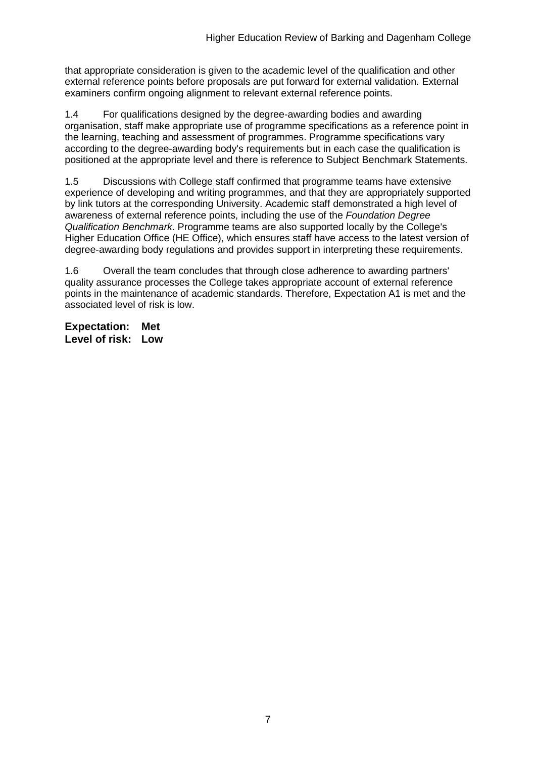that appropriate consideration is given to the academic level of the qualification and other external reference points before proposals are put forward for external validation. External examiners confirm ongoing alignment to relevant external reference points.

1.4 For qualifications designed by the degree-awarding bodies and awarding organisation, staff make appropriate use of programme specifications as a reference point in the learning, teaching and assessment of programmes. Programme specifications vary according to the degree-awarding body's requirements but in each case the qualification is positioned at the appropriate level and there is reference to Subject Benchmark Statements.

1.5 Discussions with College staff confirmed that programme teams have extensive experience of developing and writing programmes, and that they are appropriately supported by link tutors at the corresponding University. Academic staff demonstrated a high level of awareness of external reference points, including the use of the *Foundation Degree Qualification Benchmark*. Programme teams are also supported locally by the College's Higher Education Office (HE Office), which ensures staff have access to the latest version of degree-awarding body regulations and provides support in interpreting these requirements.

1.6 Overall the team concludes that through close adherence to awarding partners' quality assurance processes the College takes appropriate account of external reference points in the maintenance of academic standards. Therefore, Expectation A1 is met and the associated level of risk is low.

**Expectation: Met**
**Level of risk: Low**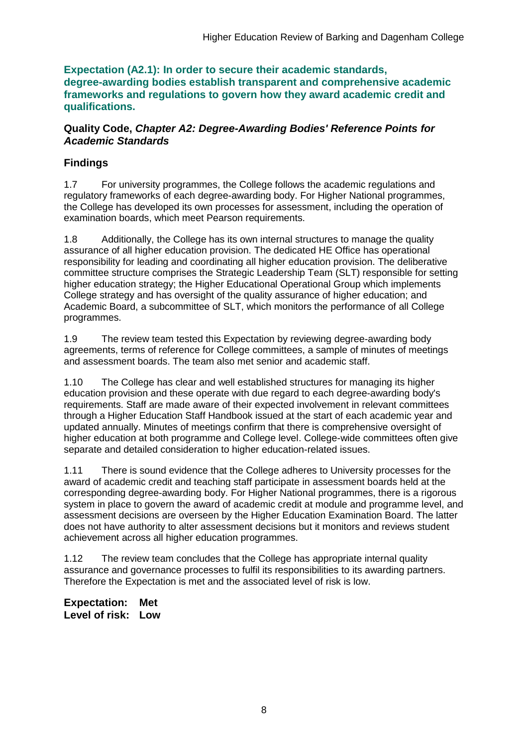**Expectation (A2.1): In order to secure their academic standards, degree-awarding bodies establish transparent and comprehensive academic frameworks and regulations to govern how they award academic credit and qualifications.**

**Quality Code, *Chapter A2: Degree-Awarding Bodies' Reference Points for Academic Standards***

## Findings

1.7 For university programmes, the College follows the academic regulations and regulatory frameworks of each degree-awarding body. For Higher National programmes, the College has developed its own processes for assessment, including the operation of examination boards, which meet Pearson requirements.

1.8 Additionally, the College has its own internal structures to manage the quality assurance of all higher education provision. The dedicated HE Office has operational responsibility for leading and coordinating all higher education provision. The deliberative committee structure comprises the Strategic Leadership Team (SLT) responsible for setting higher education strategy; the Higher Educational Operational Group which implements College strategy and has oversight of the quality assurance of higher education; and Academic Board, a subcommittee of SLT, which monitors the performance of all College programmes.

1.9 The review team tested this Expectation by reviewing degree-awarding body agreements, terms of reference for College committees, a sample of minutes of meetings and assessment boards. The team also met senior and academic staff.

1.10 The College has clear and well established structures for managing its higher education provision and these operate with due regard to each degree-awarding body's requirements. Staff are made aware of their expected involvement in relevant committees through a Higher Education Staff Handbook issued at the start of each academic year and updated annually. Minutes of meetings confirm that there is comprehensive oversight of higher education at both programme and College level. College-wide committees often give separate and detailed consideration to higher education-related issues.

1.11 There is sound evidence that the College adheres to University processes for the award of academic credit and teaching staff participate in assessment boards held at the corresponding degree-awarding body. For Higher National programmes, there is a rigorous system in place to govern the award of academic credit at module and programme level, and assessment decisions are overseen by the Higher Education Examination Board. The latter does not have authority to alter assessment decisions but it monitors and reviews student achievement across all higher education programmes.

1.12 The review team concludes that the College has appropriate internal quality assurance and governance processes to fulfil its responsibilities to its awarding partners. Therefore the Expectation is met and the associated level of risk is low.

**Expectation: Met**
**Level of risk: Low**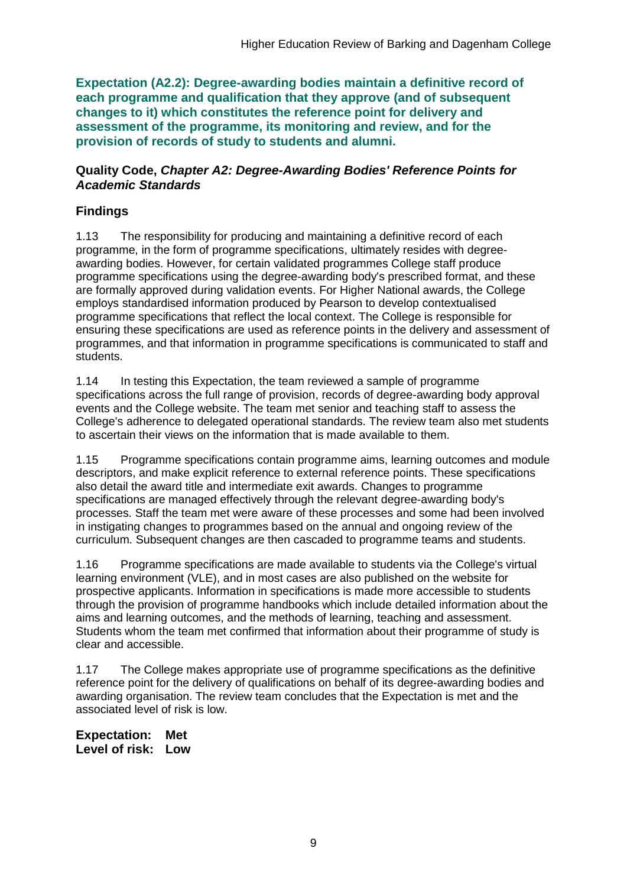**Expectation (A2.2): Degree-awarding bodies maintain a definitive record of each programme and qualification that they approve (and of subsequent changes to it) which constitutes the reference point for delivery and assessment of the programme, its monitoring and review, and for the provision of records of study to students and alumni.**

**Quality Code, *Chapter A2: Degree-Awarding Bodies' Reference Points for Academic Standards***

## Findings

1.13 The responsibility for producing and maintaining a definitive record of each programme, in the form of programme specifications, ultimately resides with degree-awarding bodies. However, for certain validated programmes College staff produce programme specifications using the degree-awarding body's prescribed format, and these are formally approved during validation events. For Higher National awards, the College employs standardised information produced by Pearson to develop contextualised programme specifications that reflect the local context. The College is responsible for ensuring these specifications are used as reference points in the delivery and assessment of programmes, and that information in programme specifications is communicated to staff and students.

1.14 In testing this Expectation, the team reviewed a sample of programme specifications across the full range of provision, records of degree-awarding body approval events and the College website. The team met senior and teaching staff to assess the College's adherence to delegated operational standards. The review team also met students to ascertain their views on the information that is made available to them.

1.15 Programme specifications contain programme aims, learning outcomes and module descriptors, and make explicit reference to external reference points. These specifications also detail the award title and intermediate exit awards. Changes to programme specifications are managed effectively through the relevant degree-awarding body's processes. Staff the team met were aware of these processes and some had been involved in instigating changes to programmes based on the annual and ongoing review of the curriculum. Subsequent changes are then cascaded to programme teams and students.

1.16 Programme specifications are made available to students via the College's virtual learning environment (VLE), and in most cases are also published on the website for prospective applicants. Information in specifications is made more accessible to students through the provision of programme handbooks which include detailed information about the aims and learning outcomes, and the methods of learning, teaching and assessment. Students whom the team met confirmed that information about their programme of study is clear and accessible.

1.17 The College makes appropriate use of programme specifications as the definitive reference point for the delivery of qualifications on behalf of its degree-awarding bodies and awarding organisation. The review team concludes that the Expectation is met and the associated level of risk is low.

**Expectation: Met**
**Level of risk: Low**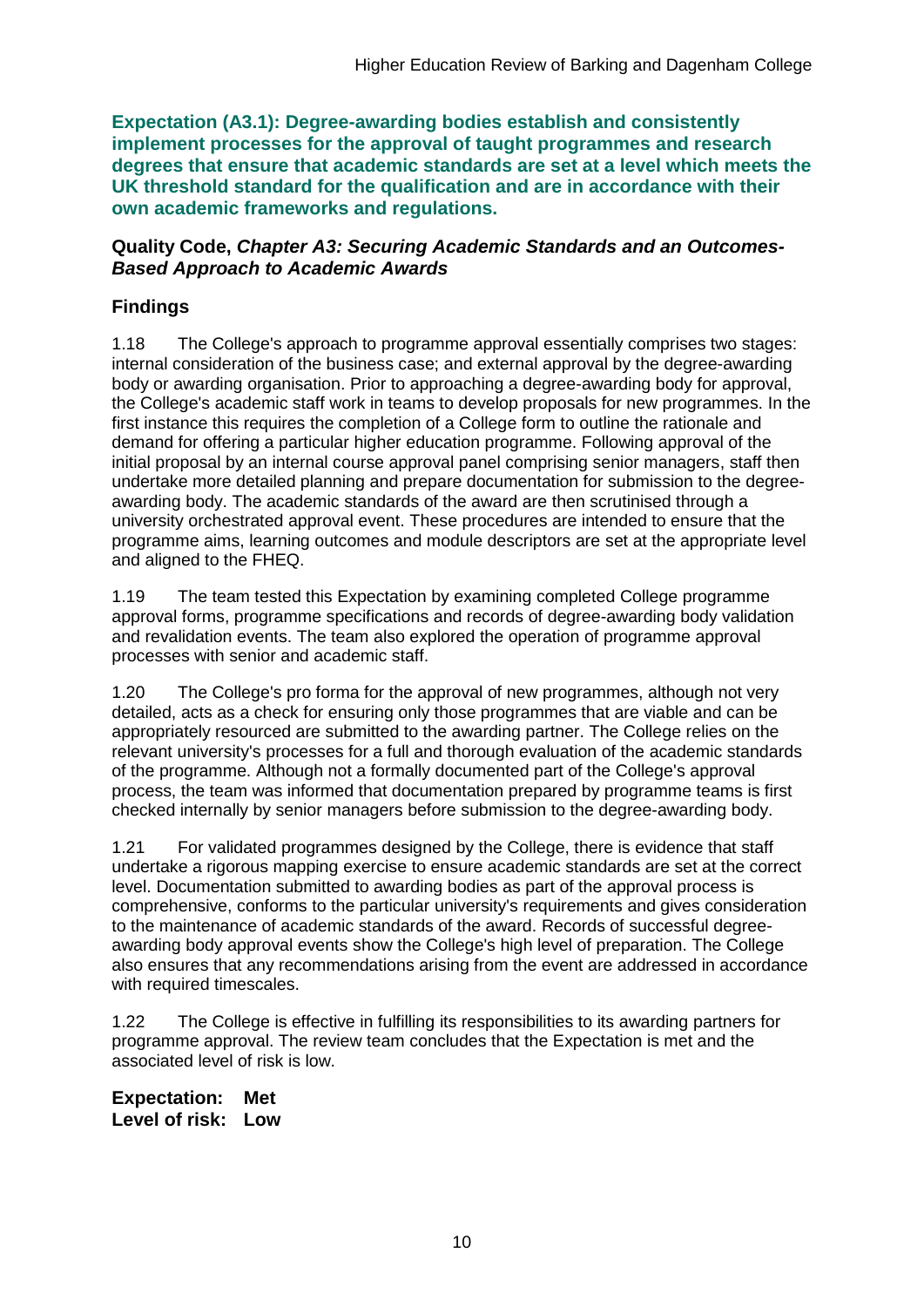**Expectation (A3.1): Degree-awarding bodies establish and consistently implement processes for the approval of taught programmes and research degrees that ensure that academic standards are set at a level which meets the UK threshold standard for the qualification and are in accordance with their own academic frameworks and regulations.**

**Quality Code, *Chapter A3: Securing Academic Standards and an Outcomes-Based Approach to Academic Awards***

## Findings

1.18 The College's approach to programme approval essentially comprises two stages: internal consideration of the business case; and external approval by the degree-awarding body or awarding organisation. Prior to approaching a degree-awarding body for approval, the College's academic staff work in teams to develop proposals for new programmes. In the first instance this requires the completion of a College form to outline the rationale and demand for offering a particular higher education programme. Following approval of the initial proposal by an internal course approval panel comprising senior managers, staff then undertake more detailed planning and prepare documentation for submission to the degree-awarding body. The academic standards of the award are then scrutinised through a university orchestrated approval event. These procedures are intended to ensure that the programme aims, learning outcomes and module descriptors are set at the appropriate level and aligned to the FHEQ.

1.19 The team tested this Expectation by examining completed College programme approval forms, programme specifications and records of degree-awarding body validation and revalidation events. The team also explored the operation of programme approval processes with senior and academic staff.

1.20 The College's pro forma for the approval of new programmes, although not very detailed, acts as a check for ensuring only those programmes that are viable and can be appropriately resourced are submitted to the awarding partner. The College relies on the relevant university's processes for a full and thorough evaluation of the academic standards of the programme. Although not a formally documented part of the College's approval process, the team was informed that documentation prepared by programme teams is first checked internally by senior managers before submission to the degree-awarding body.

1.21 For validated programmes designed by the College, there is evidence that staff undertake a rigorous mapping exercise to ensure academic standards are set at the correct level. Documentation submitted to awarding bodies as part of the approval process is comprehensive, conforms to the particular university's requirements and gives consideration to the maintenance of academic standards of the award. Records of successful degree-awarding body approval events show the College's high level of preparation. The College also ensures that any recommendations arising from the event are addressed in accordance with required timescales.

1.22 The College is effective in fulfilling its responsibilities to its awarding partners for programme approval. The review team concludes that the Expectation is met and the associated level of risk is low.

**Expectation: Met**
**Level of risk: Low**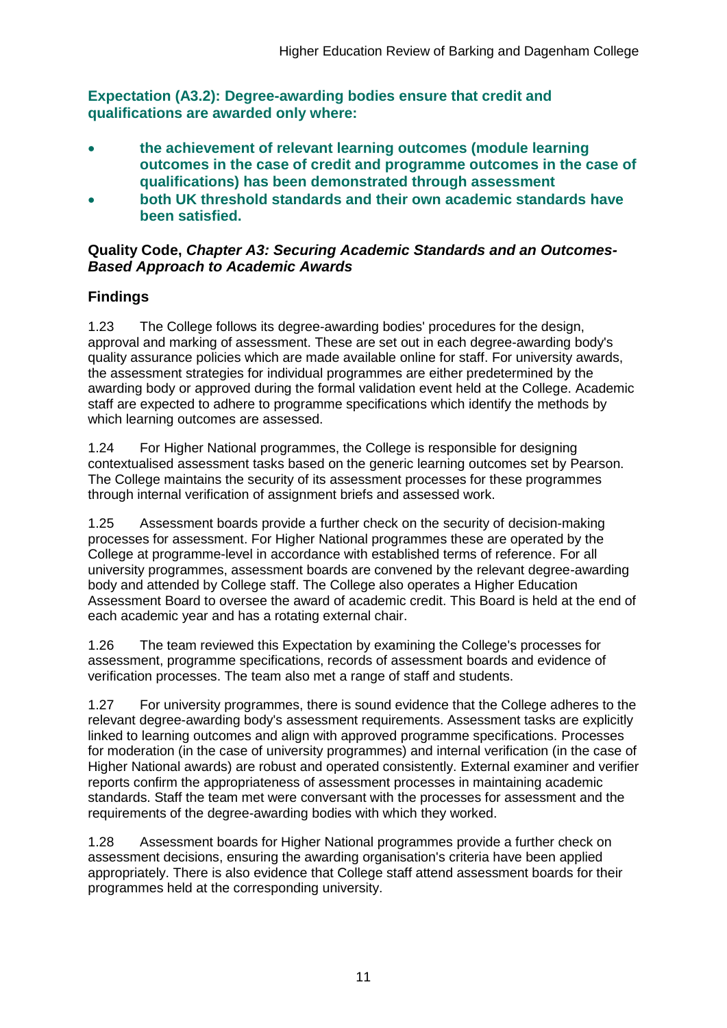**Expectation (A3.2): Degree-awarding bodies ensure that credit and qualifications are awarded only where:**

- **the achievement of relevant learning outcomes (module learning outcomes in the case of credit and programme outcomes in the case of qualifications) has been demonstrated through assessment**
- **both UK threshold standards and their own academic standards have been satisfied.**

**Quality Code, *Chapter A3: Securing Academic Standards and an Outcomes-Based Approach to Academic Awards***

### Findings

1.23 The College follows its degree-awarding bodies' procedures for the design, approval and marking of assessment. These are set out in each degree-awarding body's quality assurance policies which are made available online for staff. For university awards, the assessment strategies for individual programmes are either predetermined by the awarding body or approved during the formal validation event held at the College. Academic staff are expected to adhere to programme specifications which identify the methods by which learning outcomes are assessed.

1.24 For Higher National programmes, the College is responsible for designing contextualised assessment tasks based on the generic learning outcomes set by Pearson. The College maintains the security of its assessment processes for these programmes through internal verification of assignment briefs and assessed work.

1.25 Assessment boards provide a further check on the security of decision-making processes for assessment. For Higher National programmes these are operated by the College at programme-level in accordance with established terms of reference. For all university programmes, assessment boards are convened by the relevant degree-awarding body and attended by College staff. The College also operates a Higher Education Assessment Board to oversee the award of academic credit. This Board is held at the end of each academic year and has a rotating external chair.

1.26 The team reviewed this Expectation by examining the College's processes for assessment, programme specifications, records of assessment boards and evidence of verification processes. The team also met a range of staff and students.

1.27 For university programmes, there is sound evidence that the College adheres to the relevant degree-awarding body's assessment requirements. Assessment tasks are explicitly linked to learning outcomes and align with approved programme specifications. Processes for moderation (in the case of university programmes) and internal verification (in the case of Higher National awards) are robust and operated consistently. External examiner and verifier reports confirm the appropriateness of assessment processes in maintaining academic standards. Staff the team met were conversant with the processes for assessment and the requirements of the degree-awarding bodies with which they worked.

1.28 Assessment boards for Higher National programmes provide a further check on assessment decisions, ensuring the awarding organisation's criteria have been applied appropriately. There is also evidence that College staff attend assessment boards for their programmes held at the corresponding university.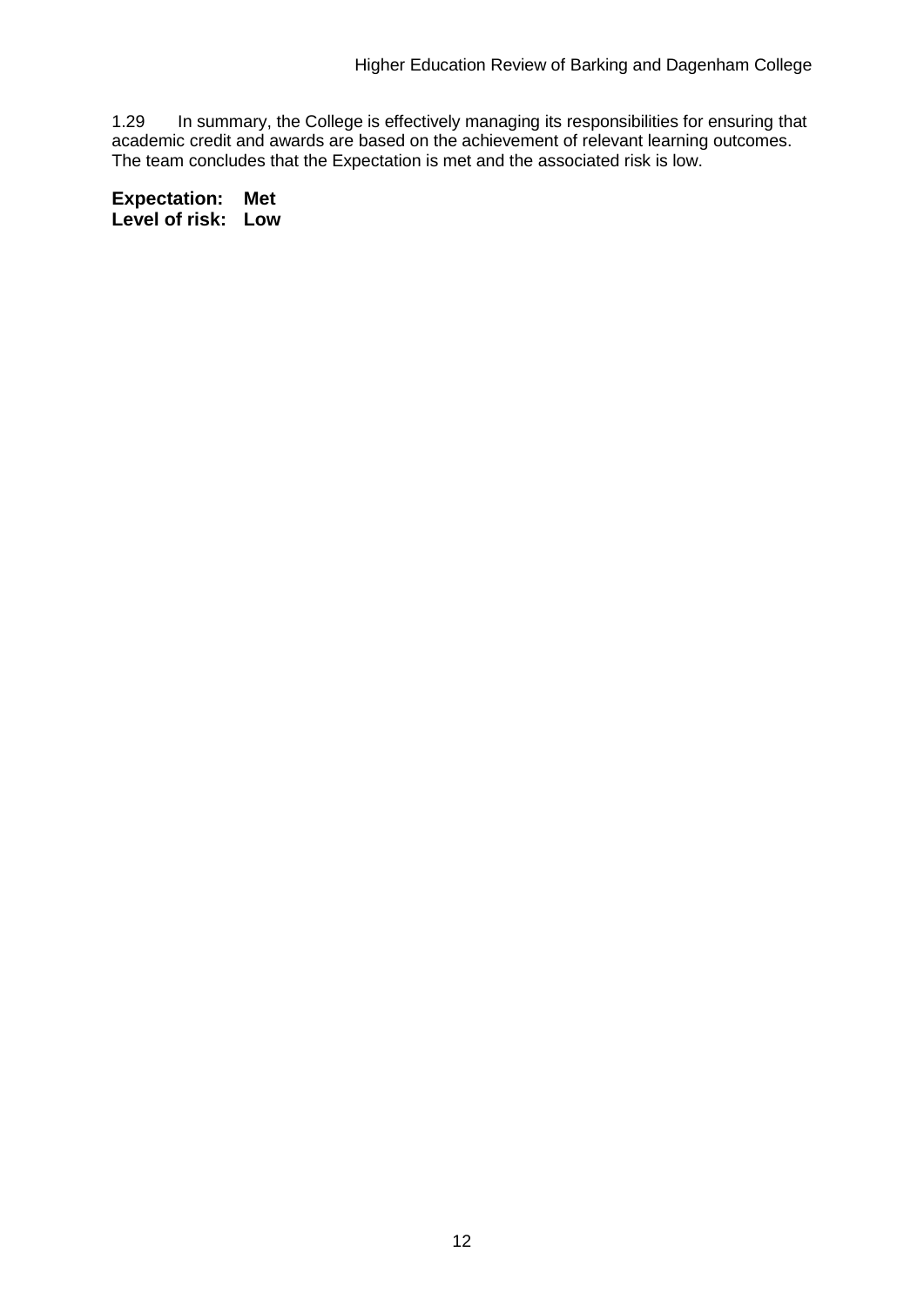1.29 In summary, the College is effectively managing its responsibilities for ensuring that academic credit and awards are based on the achievement of relevant learning outcomes. The team concludes that the Expectation is met and the associated risk is low.

**Expectation: Met**
**Level of risk: Low**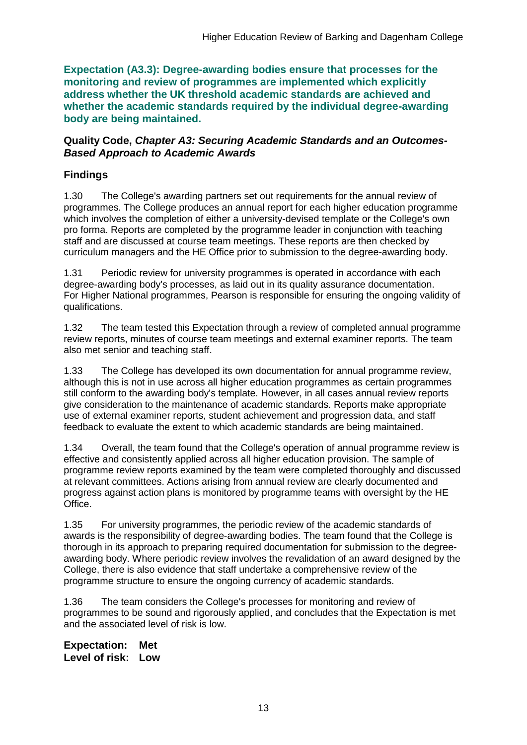**Expectation (A3.3): Degree-awarding bodies ensure that processes for the monitoring and review of programmes are implemented which explicitly address whether the UK threshold academic standards are achieved and whether the academic standards required by the individual degree-awarding body are being maintained.**

**Quality Code, *Chapter A3: Securing Academic Standards and an Outcomes-Based Approach to Academic Awards***

## Findings

1.30 The College's awarding partners set out requirements for the annual review of programmes. The College produces an annual report for each higher education programme which involves the completion of either a university-devised template or the College's own pro forma. Reports are completed by the programme leader in conjunction with teaching staff and are discussed at course team meetings. These reports are then checked by curriculum managers and the HE Office prior to submission to the degree-awarding body.

1.31 Periodic review for university programmes is operated in accordance with each degree-awarding body's processes, as laid out in its quality assurance documentation. For Higher National programmes, Pearson is responsible for ensuring the ongoing validity of qualifications.

1.32 The team tested this Expectation through a review of completed annual programme review reports, minutes of course team meetings and external examiner reports. The team also met senior and teaching staff.

1.33 The College has developed its own documentation for annual programme review, although this is not in use across all higher education programmes as certain programmes still conform to the awarding body's template. However, in all cases annual review reports give consideration to the maintenance of academic standards. Reports make appropriate use of external examiner reports, student achievement and progression data, and staff feedback to evaluate the extent to which academic standards are being maintained.

1.34 Overall, the team found that the College's operation of annual programme review is effective and consistently applied across all higher education provision. The sample of programme review reports examined by the team were completed thoroughly and discussed at relevant committees. Actions arising from annual review are clearly documented and progress against action plans is monitored by programme teams with oversight by the HE Office.

1.35 For university programmes, the periodic review of the academic standards of awards is the responsibility of degree-awarding bodies. The team found that the College is thorough in its approach to preparing required documentation for submission to the degree-awarding body. Where periodic review involves the revalidation of an award designed by the College, there is also evidence that staff undertake a comprehensive review of the programme structure to ensure the ongoing currency of academic standards.

1.36 The team considers the College's processes for monitoring and review of programmes to be sound and rigorously applied, and concludes that the Expectation is met and the associated level of risk is low.

**Expectation: Met**
**Level of risk: Low**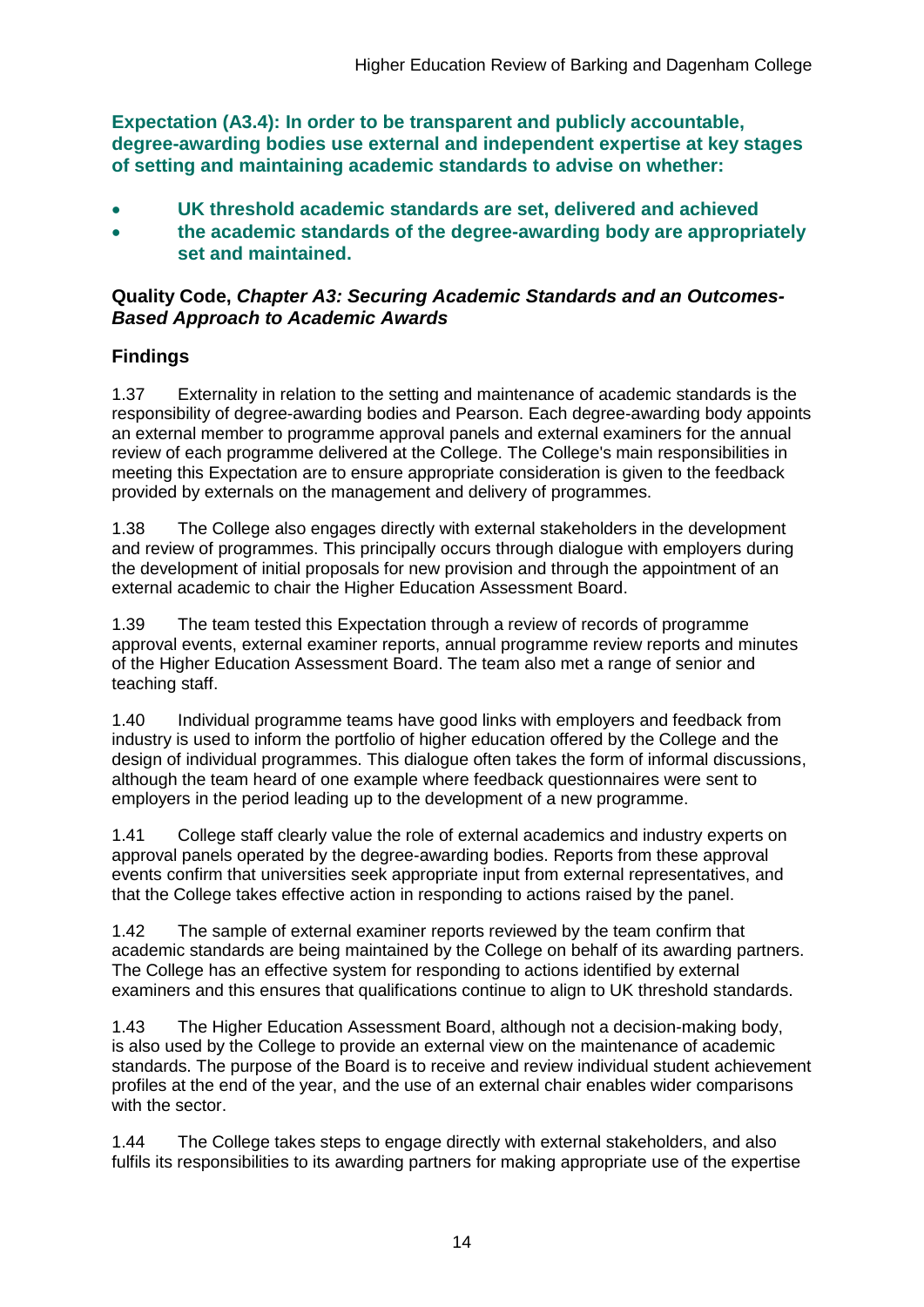**Expectation (A3.4): In order to be transparent and publicly accountable, degree-awarding bodies use external and independent expertise at key stages of setting and maintaining academic standards to advise on whether:**

- **UK threshold academic standards are set, delivered and achieved**
- **the academic standards of the degree-awarding body are appropriately set and maintained.**

**Quality Code, *Chapter A3: Securing Academic Standards and an Outcomes-Based Approach to Academic Awards***

### Findings

1.37 Externality in relation to the setting and maintenance of academic standards is the responsibility of degree-awarding bodies and Pearson. Each degree-awarding body appoints an external member to programme approval panels and external examiners for the annual review of each programme delivered at the College. The College's main responsibilities in meeting this Expectation are to ensure appropriate consideration is given to the feedback provided by externals on the management and delivery of programmes.

1.38 The College also engages directly with external stakeholders in the development and review of programmes. This principally occurs through dialogue with employers during the development of initial proposals for new provision and through the appointment of an external academic to chair the Higher Education Assessment Board.

1.39 The team tested this Expectation through a review of records of programme approval events, external examiner reports, annual programme review reports and minutes of the Higher Education Assessment Board. The team also met a range of senior and teaching staff.

1.40 Individual programme teams have good links with employers and feedback from industry is used to inform the portfolio of higher education offered by the College and the design of individual programmes. This dialogue often takes the form of informal discussions, although the team heard of one example where feedback questionnaires were sent to employers in the period leading up to the development of a new programme.

1.41 College staff clearly value the role of external academics and industry experts on approval panels operated by the degree-awarding bodies. Reports from these approval events confirm that universities seek appropriate input from external representatives, and that the College takes effective action in responding to actions raised by the panel.

1.42 The sample of external examiner reports reviewed by the team confirm that academic standards are being maintained by the College on behalf of its awarding partners. The College has an effective system for responding to actions identified by external examiners and this ensures that qualifications continue to align to UK threshold standards.

1.43 The Higher Education Assessment Board, although not a decision-making body, is also used by the College to provide an external view on the maintenance of academic standards. The purpose of the Board is to receive and review individual student achievement profiles at the end of the year, and the use of an external chair enables wider comparisons with the sector.

1.44 The College takes steps to engage directly with external stakeholders, and also fulfils its responsibilities to its awarding partners for making appropriate use of the expertise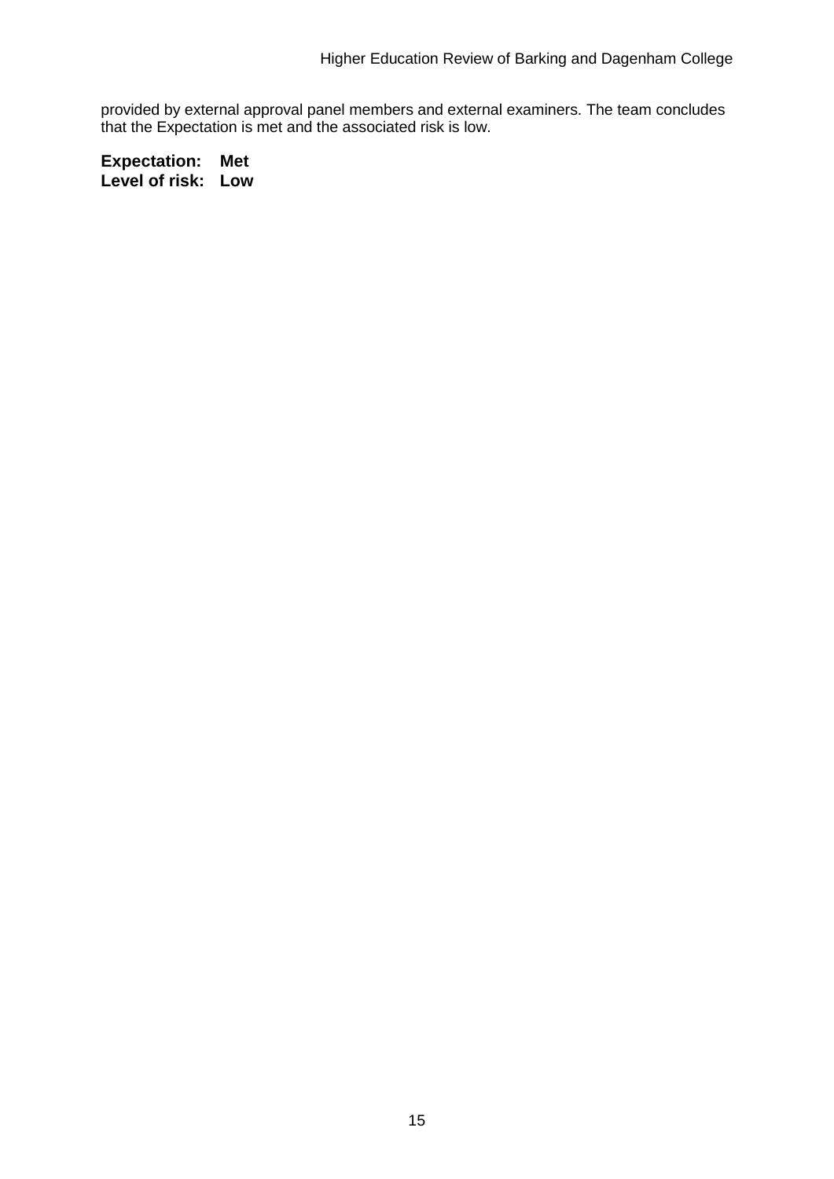provided by external approval panel members and external examiners. The team concludes that the Expectation is met and the associated risk is low.

**Expectation: Met**
**Level of risk: Low**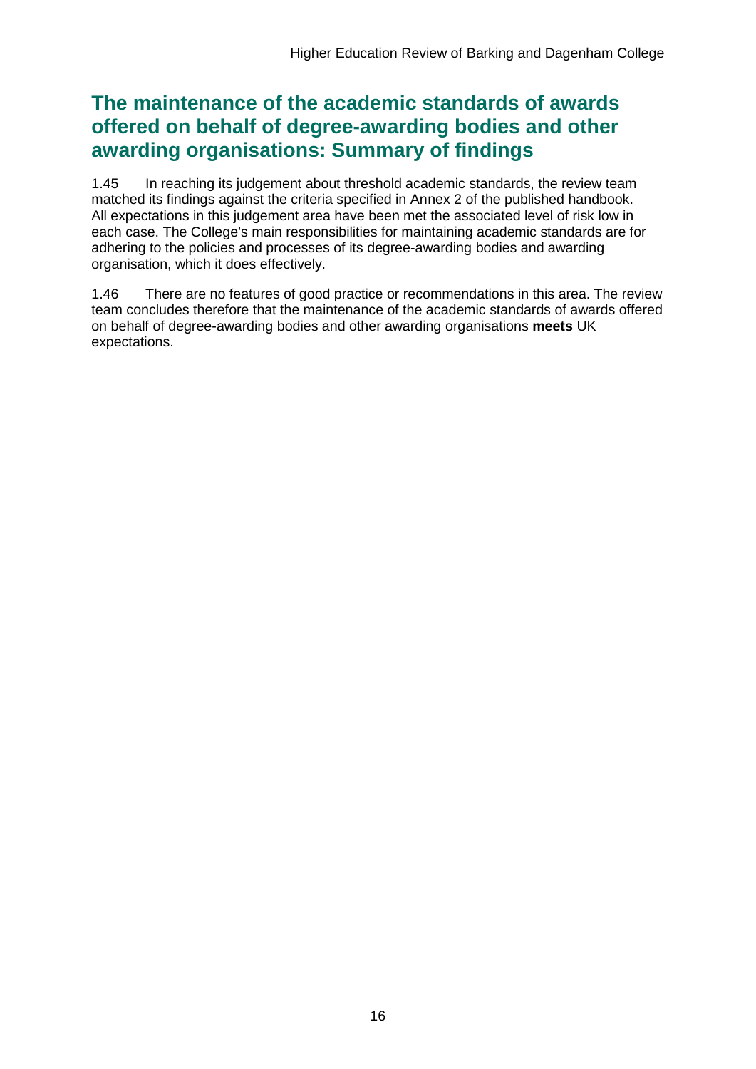## The maintenance of the academic standards of awards offered on behalf of degree-awarding bodies and other awarding organisations: Summary of findings

1.45 In reaching its judgement about threshold academic standards, the review team matched its findings against the criteria specified in Annex 2 of the published handbook. All expectations in this judgement area have been met the associated level of risk low in each case. The College's main responsibilities for maintaining academic standards are for adhering to the policies and processes of its degree-awarding bodies and awarding organisation, which it does effectively.

1.46 There are no features of good practice or recommendations in this area. The review team concludes therefore that the maintenance of the academic standards of awards offered on behalf of degree-awarding bodies and other awarding organisations **meets** UK expectations.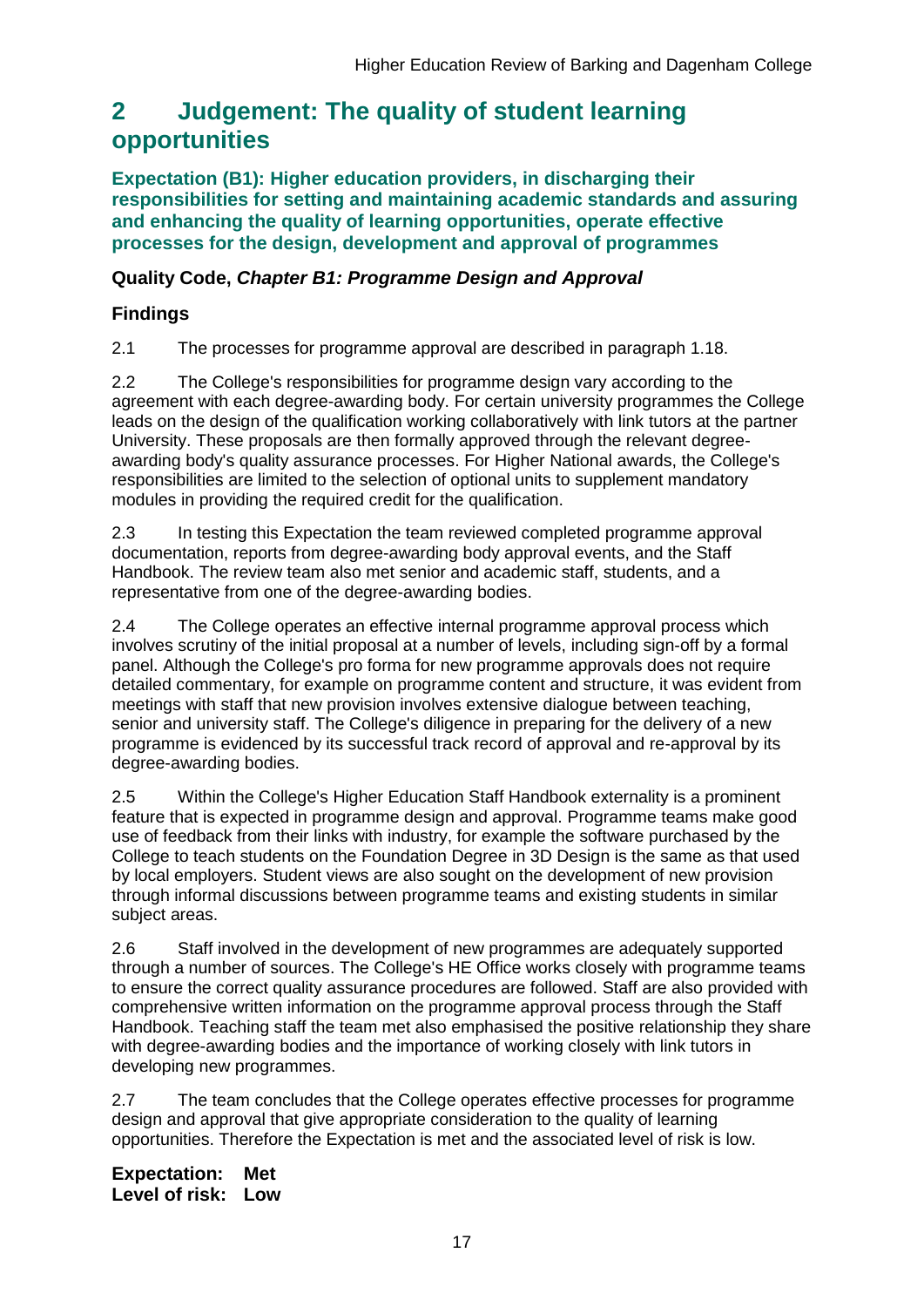# 2 Judgement: The quality of student learning opportunities

**Expectation (B1): Higher education providers, in discharging their responsibilities for setting and maintaining academic standards and assuring and enhancing the quality of learning opportunities, operate effective processes for the design, development and approval of programmes**

**Quality Code, *Chapter B1: Programme Design and Approval***

## Findings

2.1 The processes for programme approval are described in paragraph 1.18.

2.2 The College's responsibilities for programme design vary according to the agreement with each degree-awarding body. For certain university programmes the College leads on the design of the qualification working collaboratively with link tutors at the partner University. These proposals are then formally approved through the relevant degree-awarding body's quality assurance processes. For Higher National awards, the College's responsibilities are limited to the selection of optional units to supplement mandatory modules in providing the required credit for the qualification.

2.3 In testing this Expectation the team reviewed completed programme approval documentation, reports from degree-awarding body approval events, and the Staff Handbook. The review team also met senior and academic staff, students, and a representative from one of the degree-awarding bodies.

2.4 The College operates an effective internal programme approval process which involves scrutiny of the initial proposal at a number of levels, including sign-off by a formal panel. Although the College's pro forma for new programme approvals does not require detailed commentary, for example on programme content and structure, it was evident from meetings with staff that new provision involves extensive dialogue between teaching, senior and university staff. The College's diligence in preparing for the delivery of a new programme is evidenced by its successful track record of approval and re-approval by its degree-awarding bodies.

2.5 Within the College's Higher Education Staff Handbook externality is a prominent feature that is expected in programme design and approval. Programme teams make good use of feedback from their links with industry, for example the software purchased by the College to teach students on the Foundation Degree in 3D Design is the same as that used by local employers. Student views are also sought on the development of new provision through informal discussions between programme teams and existing students in similar subject areas.

2.6 Staff involved in the development of new programmes are adequately supported through a number of sources. The College's HE Office works closely with programme teams to ensure the correct quality assurance procedures are followed. Staff are also provided with comprehensive written information on the programme approval process through the Staff Handbook. Teaching staff the team met also emphasised the positive relationship they share with degree-awarding bodies and the importance of working closely with link tutors in developing new programmes.

2.7 The team concludes that the College operates effective processes for programme design and approval that give appropriate consideration to the quality of learning opportunities. Therefore the Expectation is met and the associated level of risk is low.

**Expectation: Met**
**Level of risk: Low**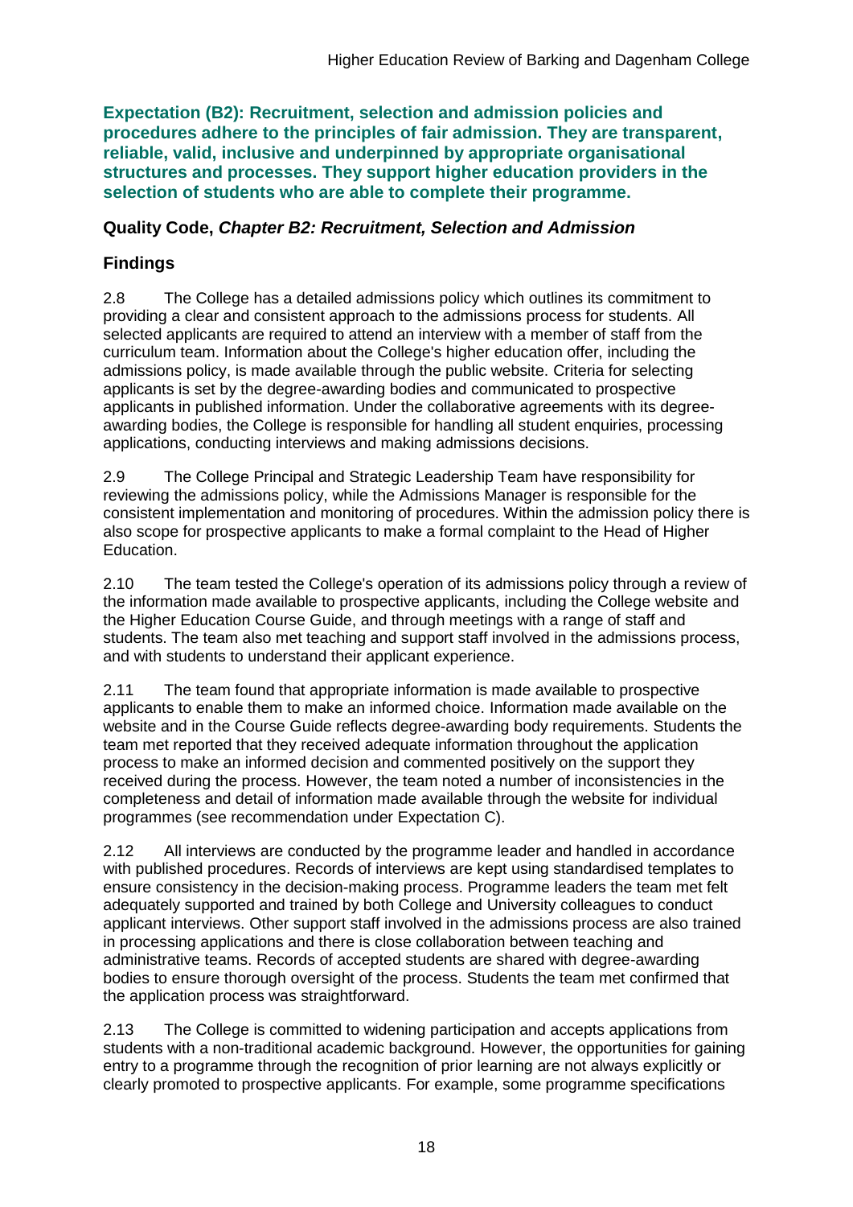**Expectation (B2): Recruitment, selection and admission policies and procedures adhere to the principles of fair admission. They are transparent, reliable, valid, inclusive and underpinned by appropriate organisational structures and processes. They support higher education providers in the selection of students who are able to complete their programme.**

### Quality Code, *Chapter B2: Recruitment, Selection and Admission*

### Findings

2.8 The College has a detailed admissions policy which outlines its commitment to providing a clear and consistent approach to the admissions process for students. All selected applicants are required to attend an interview with a member of staff from the curriculum team. Information about the College's higher education offer, including the admissions policy, is made available through the public website. Criteria for selecting applicants is set by the degree-awarding bodies and communicated to prospective applicants in published information. Under the collaborative agreements with its degree-awarding bodies, the College is responsible for handling all student enquiries, processing applications, conducting interviews and making admissions decisions.

2.9 The College Principal and Strategic Leadership Team have responsibility for reviewing the admissions policy, while the Admissions Manager is responsible for the consistent implementation and monitoring of procedures. Within the admission policy there is also scope for prospective applicants to make a formal complaint to the Head of Higher Education.

2.10 The team tested the College's operation of its admissions policy through a review of the information made available to prospective applicants, including the College website and the Higher Education Course Guide, and through meetings with a range of staff and students. The team also met teaching and support staff involved in the admissions process, and with students to understand their applicant experience.

2.11 The team found that appropriate information is made available to prospective applicants to enable them to make an informed choice. Information made available on the website and in the Course Guide reflects degree-awarding body requirements. Students the team met reported that they received adequate information throughout the application process to make an informed decision and commented positively on the support they received during the process. However, the team noted a number of inconsistencies in the completeness and detail of information made available through the website for individual programmes (see recommendation under Expectation C).

2.12 All interviews are conducted by the programme leader and handled in accordance with published procedures. Records of interviews are kept using standardised templates to ensure consistency in the decision-making process. Programme leaders the team met felt adequately supported and trained by both College and University colleagues to conduct applicant interviews. Other support staff involved in the admissions process are also trained in processing applications and there is close collaboration between teaching and administrative teams. Records of accepted students are shared with degree-awarding bodies to ensure thorough oversight of the process. Students the team met confirmed that the application process was straightforward.

2.13 The College is committed to widening participation and accepts applications from students with a non-traditional academic background. However, the opportunities for gaining entry to a programme through the recognition of prior learning are not always explicitly or clearly promoted to prospective applicants. For example, some programme specifications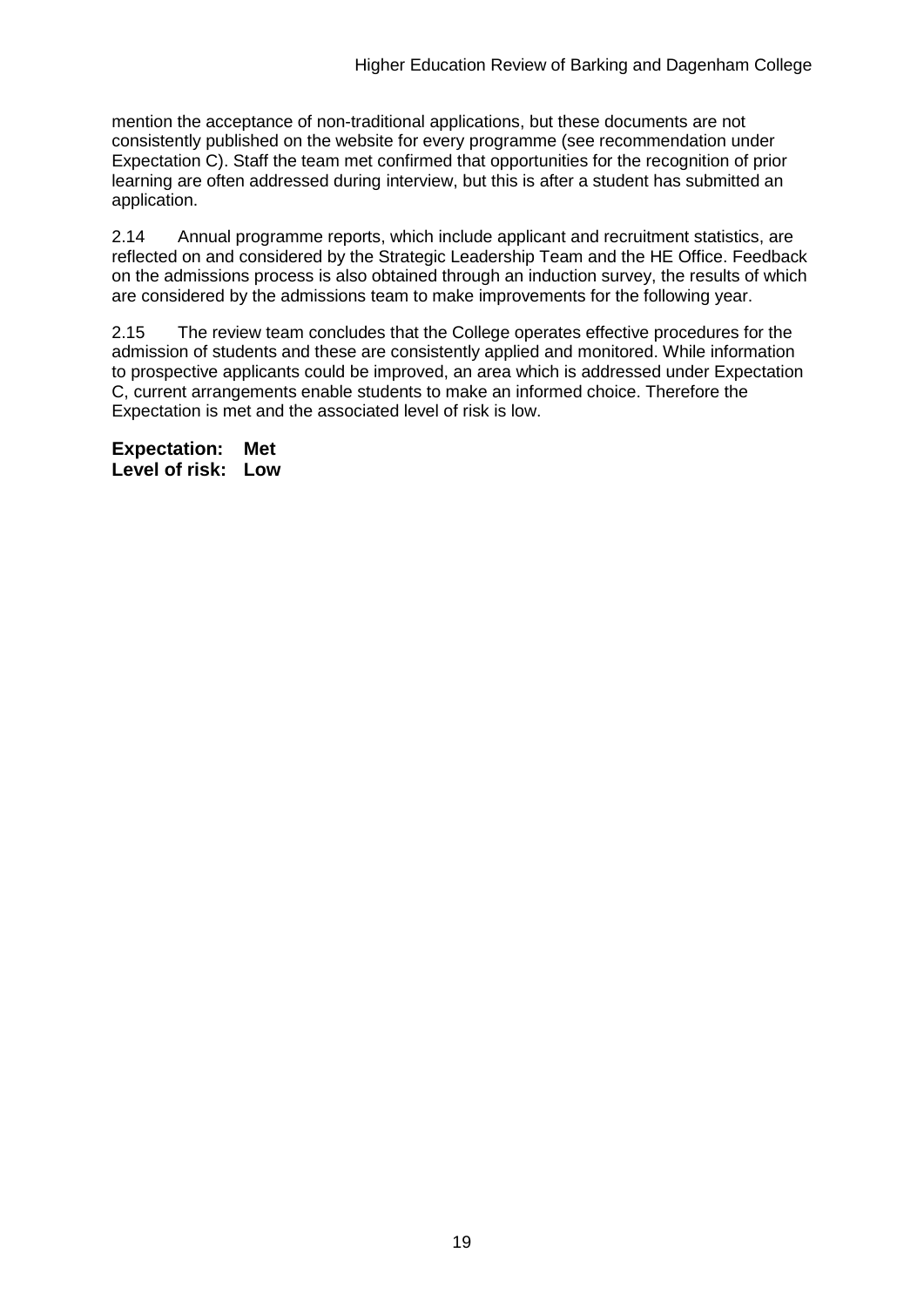mention the acceptance of non-traditional applications, but these documents are not consistently published on the website for every programme (see recommendation under Expectation C). Staff the team met confirmed that opportunities for the recognition of prior learning are often addressed during interview, but this is after a student has submitted an application.

2.14 Annual programme reports, which include applicant and recruitment statistics, are reflected on and considered by the Strategic Leadership Team and the HE Office. Feedback on the admissions process is also obtained through an induction survey, the results of which are considered by the admissions team to make improvements for the following year.

2.15 The review team concludes that the College operates effective procedures for the admission of students and these are consistently applied and monitored. While information to prospective applicants could be improved, an area which is addressed under Expectation C, current arrangements enable students to make an informed choice. Therefore the Expectation is met and the associated level of risk is low.

**Expectation: Met**
**Level of risk: Low**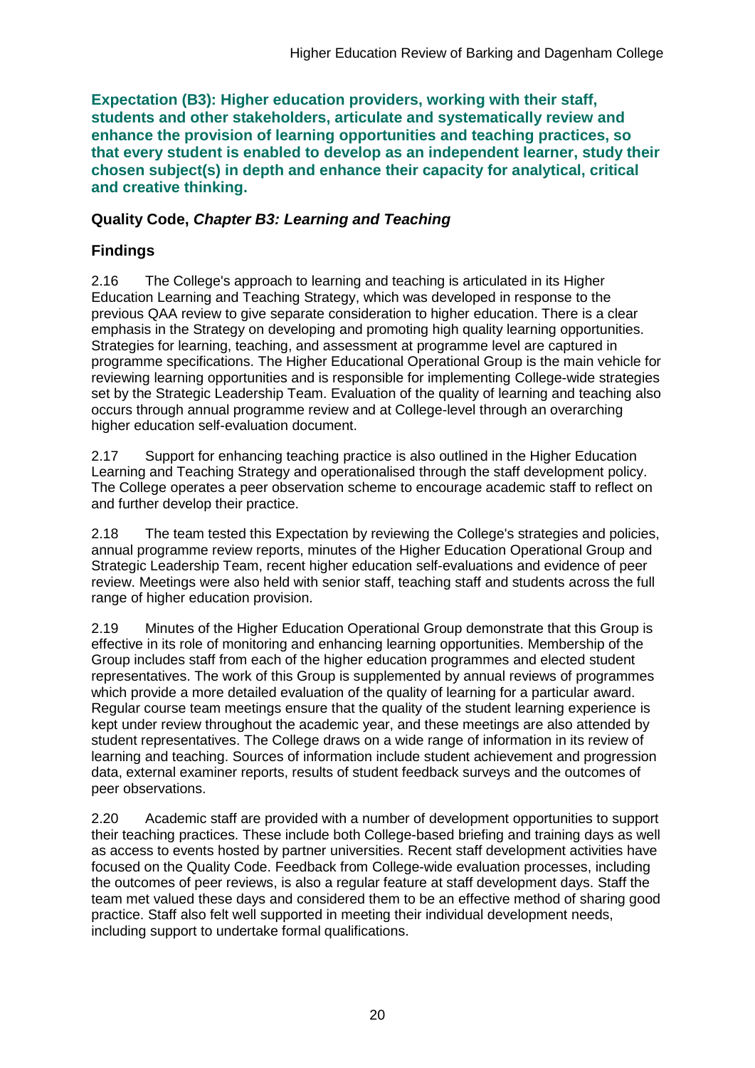**Expectation (B3): Higher education providers, working with their staff, students and other stakeholders, articulate and systematically review and enhance the provision of learning opportunities and teaching practices, so that every student is enabled to develop as an independent learner, study their chosen subject(s) in depth and enhance their capacity for analytical, critical and creative thinking.**

### Quality Code, *Chapter B3: Learning and Teaching*

### Findings

2.16 The College's approach to learning and teaching is articulated in its Higher Education Learning and Teaching Strategy, which was developed in response to the previous QAA review to give separate consideration to higher education. There is a clear emphasis in the Strategy on developing and promoting high quality learning opportunities. Strategies for learning, teaching, and assessment at programme level are captured in programme specifications. The Higher Educational Operational Group is the main vehicle for reviewing learning opportunities and is responsible for implementing College-wide strategies set by the Strategic Leadership Team. Evaluation of the quality of learning and teaching also occurs through annual programme review and at College-level through an overarching higher education self-evaluation document.

2.17 Support for enhancing teaching practice is also outlined in the Higher Education Learning and Teaching Strategy and operationalised through the staff development policy. The College operates a peer observation scheme to encourage academic staff to reflect on and further develop their practice.

2.18 The team tested this Expectation by reviewing the College's strategies and policies, annual programme review reports, minutes of the Higher Education Operational Group and Strategic Leadership Team, recent higher education self-evaluations and evidence of peer review. Meetings were also held with senior staff, teaching staff and students across the full range of higher education provision.

2.19 Minutes of the Higher Education Operational Group demonstrate that this Group is effective in its role of monitoring and enhancing learning opportunities. Membership of the Group includes staff from each of the higher education programmes and elected student representatives. The work of this Group is supplemented by annual reviews of programmes which provide a more detailed evaluation of the quality of learning for a particular award. Regular course team meetings ensure that the quality of the student learning experience is kept under review throughout the academic year, and these meetings are also attended by student representatives. The College draws on a wide range of information in its review of learning and teaching. Sources of information include student achievement and progression data, external examiner reports, results of student feedback surveys and the outcomes of peer observations.

2.20 Academic staff are provided with a number of development opportunities to support their teaching practices. These include both College-based briefing and training days as well as access to events hosted by partner universities. Recent staff development activities have focused on the Quality Code. Feedback from College-wide evaluation processes, including the outcomes of peer reviews, is also a regular feature at staff development days. Staff the team met valued these days and considered them to be an effective method of sharing good practice. Staff also felt well supported in meeting their individual development needs, including support to undertake formal qualifications.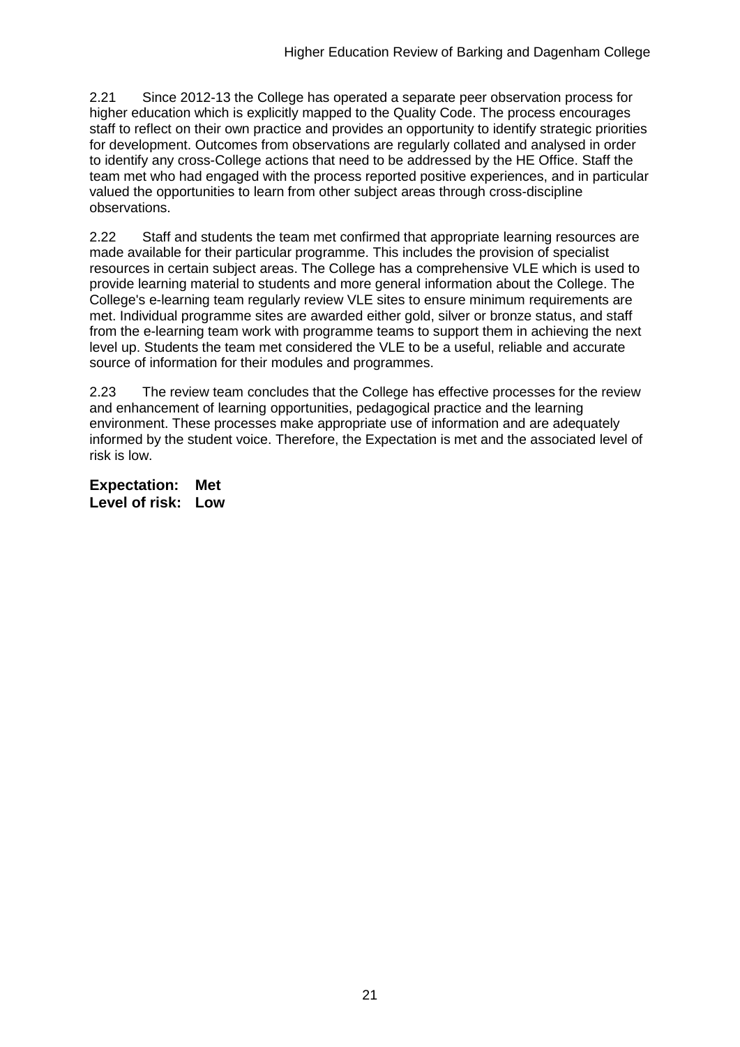2.21 Since 2012-13 the College has operated a separate peer observation process for higher education which is explicitly mapped to the Quality Code. The process encourages staff to reflect on their own practice and provides an opportunity to identify strategic priorities for development. Outcomes from observations are regularly collated and analysed in order to identify any cross-College actions that need to be addressed by the HE Office. Staff the team met who had engaged with the process reported positive experiences, and in particular valued the opportunities to learn from other subject areas through cross-discipline observations.

2.22 Staff and students the team met confirmed that appropriate learning resources are made available for their particular programme. This includes the provision of specialist resources in certain subject areas. The College has a comprehensive VLE which is used to provide learning material to students and more general information about the College. The College's e-learning team regularly review VLE sites to ensure minimum requirements are met. Individual programme sites are awarded either gold, silver or bronze status, and staff from the e-learning team work with programme teams to support them in achieving the next level up. Students the team met considered the VLE to be a useful, reliable and accurate source of information for their modules and programmes.

2.23 The review team concludes that the College has effective processes for the review and enhancement of learning opportunities, pedagogical practice and the learning environment. These processes make appropriate use of information and are adequately informed by the student voice. Therefore, the Expectation is met and the associated level of risk is low.

**Expectation: Met**
**Level of risk: Low**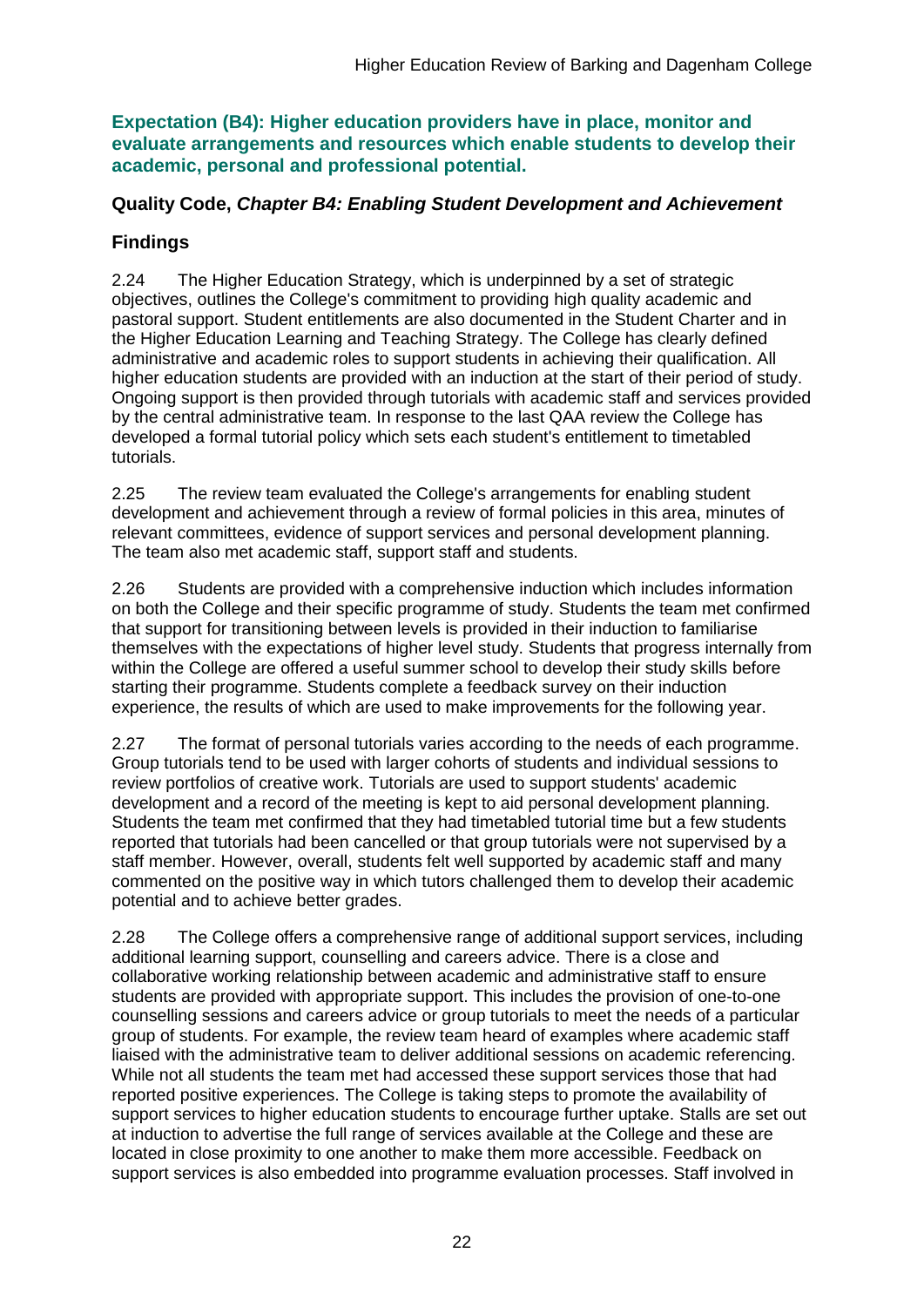**Expectation (B4): Higher education providers have in place, monitor and evaluate arrangements and resources which enable students to develop their academic, personal and professional potential.**

### Quality Code, *Chapter B4: Enabling Student Development and Achievement*

### Findings

2.24 The Higher Education Strategy, which is underpinned by a set of strategic objectives, outlines the College's commitment to providing high quality academic and pastoral support. Student entitlements are also documented in the Student Charter and in the Higher Education Learning and Teaching Strategy. The College has clearly defined administrative and academic roles to support students in achieving their qualification. All higher education students are provided with an induction at the start of their period of study. Ongoing support is then provided through tutorials with academic staff and services provided by the central administrative team. In response to the last QAA review the College has developed a formal tutorial policy which sets each student's entitlement to timetabled tutorials.

2.25 The review team evaluated the College's arrangements for enabling student development and achievement through a review of formal policies in this area, minutes of relevant committees, evidence of support services and personal development planning. The team also met academic staff, support staff and students.

2.26 Students are provided with a comprehensive induction which includes information on both the College and their specific programme of study. Students the team met confirmed that support for transitioning between levels is provided in their induction to familiarise themselves with the expectations of higher level study. Students that progress internally from within the College are offered a useful summer school to develop their study skills before starting their programme. Students complete a feedback survey on their induction experience, the results of which are used to make improvements for the following year.

2.27 The format of personal tutorials varies according to the needs of each programme. Group tutorials tend to be used with larger cohorts of students and individual sessions to review portfolios of creative work. Tutorials are used to support students' academic development and a record of the meeting is kept to aid personal development planning. Students the team met confirmed that they had timetabled tutorial time but a few students reported that tutorials had been cancelled or that group tutorials were not supervised by a staff member. However, overall, students felt well supported by academic staff and many commented on the positive way in which tutors challenged them to develop their academic potential and to achieve better grades.

2.28 The College offers a comprehensive range of additional support services, including additional learning support, counselling and careers advice. There is a close and collaborative working relationship between academic and administrative staff to ensure students are provided with appropriate support. This includes the provision of one-to-one counselling sessions and careers advice or group tutorials to meet the needs of a particular group of students. For example, the review team heard of examples where academic staff liaised with the administrative team to deliver additional sessions on academic referencing. While not all students the team met had accessed these support services those that had reported positive experiences. The College is taking steps to promote the availability of support services to higher education students to encourage further uptake. Stalls are set out at induction to advertise the full range of services available at the College and these are located in close proximity to one another to make them more accessible. Feedback on support services is also embedded into programme evaluation processes. Staff involved in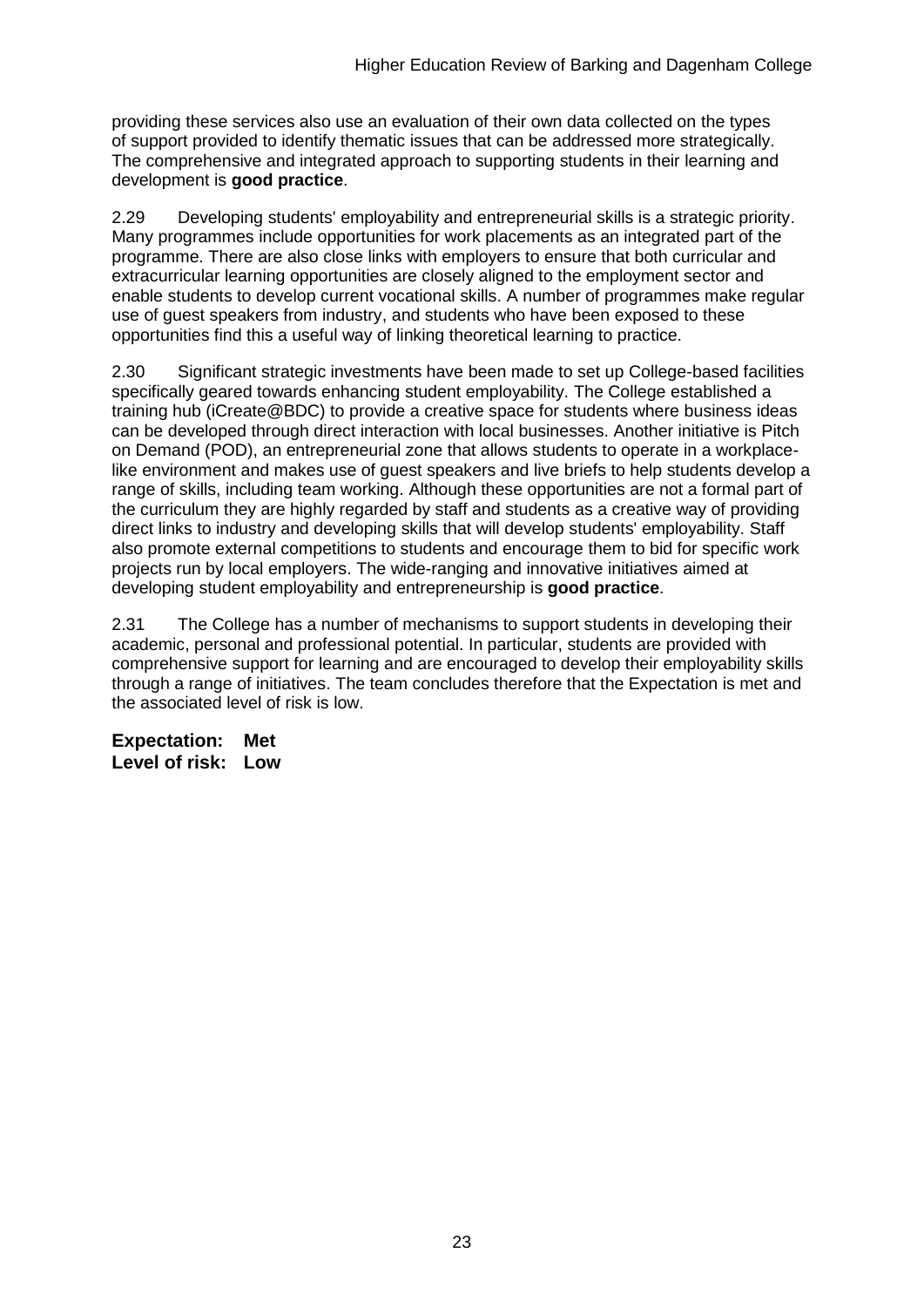providing these services also use an evaluation of their own data collected on the types of support provided to identify thematic issues that can be addressed more strategically. The comprehensive and integrated approach to supporting students in their learning and development is **good practice**.

2.29 Developing students' employability and entrepreneurial skills is a strategic priority. Many programmes include opportunities for work placements as an integrated part of the programme. There are also close links with employers to ensure that both curricular and extracurricular learning opportunities are closely aligned to the employment sector and enable students to develop current vocational skills. A number of programmes make regular use of guest speakers from industry, and students who have been exposed to these opportunities find this a useful way of linking theoretical learning to practice.

2.30 Significant strategic investments have been made to set up College-based facilities specifically geared towards enhancing student employability. The College established a training hub (iCreate@BDC) to provide a creative space for students where business ideas can be developed through direct interaction with local businesses. Another initiative is Pitch on Demand (POD), an entrepreneurial zone that allows students to operate in a workplace-like environment and makes use of guest speakers and live briefs to help students develop a range of skills, including team working. Although these opportunities are not a formal part of the curriculum they are highly regarded by staff and students as a creative way of providing direct links to industry and developing skills that will develop students' employability. Staff also promote external competitions to students and encourage them to bid for specific work projects run by local employers. The wide-ranging and innovative initiatives aimed at developing student employability and entrepreneurship is **good practice**.

2.31 The College has a number of mechanisms to support students in developing their academic, personal and professional potential. In particular, students are provided with comprehensive support for learning and are encouraged to develop their employability skills through a range of initiatives. The team concludes therefore that the Expectation is met and the associated level of risk is low.

**Expectation: Met**
**Level of risk: Low**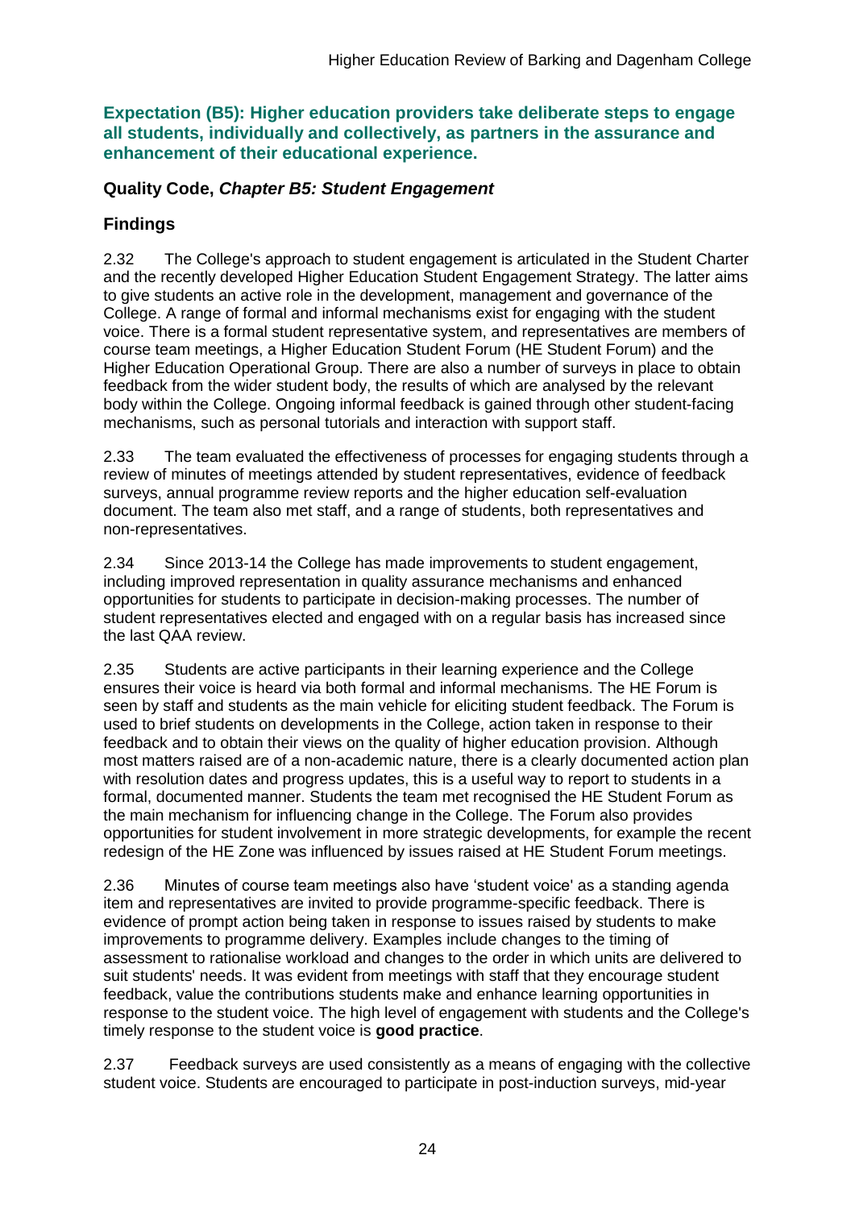### Expectation (B5): Higher education providers take deliberate steps to engage all students, individually and collectively, as partners in the assurance and enhancement of their educational experience.

#### Quality Code, *Chapter B5: Student Engagement*

#### Findings

2.32 The College's approach to student engagement is articulated in the Student Charter and the recently developed Higher Education Student Engagement Strategy. The latter aims to give students an active role in the development, management and governance of the College. A range of formal and informal mechanisms exist for engaging with the student voice. There is a formal student representative system, and representatives are members of course team meetings, a Higher Education Student Forum (HE Student Forum) and the Higher Education Operational Group. There are also a number of surveys in place to obtain feedback from the wider student body, the results of which are analysed by the relevant body within the College. Ongoing informal feedback is gained through other student-facing mechanisms, such as personal tutorials and interaction with support staff.

2.33 The team evaluated the effectiveness of processes for engaging students through a review of minutes of meetings attended by student representatives, evidence of feedback surveys, annual programme review reports and the higher education self-evaluation document. The team also met staff, and a range of students, both representatives and non-representatives.

2.34 Since 2013-14 the College has made improvements to student engagement, including improved representation in quality assurance mechanisms and enhanced opportunities for students to participate in decision-making processes. The number of student representatives elected and engaged with on a regular basis has increased since the last QAA review.

2.35 Students are active participants in their learning experience and the College ensures their voice is heard via both formal and informal mechanisms. The HE Forum is seen by staff and students as the main vehicle for eliciting student feedback. The Forum is used to brief students on developments in the College, action taken in response to their feedback and to obtain their views on the quality of higher education provision. Although most matters raised are of a non-academic nature, there is a clearly documented action plan with resolution dates and progress updates, this is a useful way to report to students in a formal, documented manner. Students the team met recognised the HE Student Forum as the main mechanism for influencing change in the College. The Forum also provides opportunities for student involvement in more strategic developments, for example the recent redesign of the HE Zone was influenced by issues raised at HE Student Forum meetings.

2.36 Minutes of course team meetings also have 'student voice' as a standing agenda item and representatives are invited to provide programme-specific feedback. There is evidence of prompt action being taken in response to issues raised by students to make improvements to programme delivery. Examples include changes to the timing of assessment to rationalise workload and changes to the order in which units are delivered to suit students' needs. It was evident from meetings with staff that they encourage student feedback, value the contributions students make and enhance learning opportunities in response to the student voice. The high level of engagement with students and the College's timely response to the student voice is **good practice**.

2.37 Feedback surveys are used consistently as a means of engaging with the collective student voice. Students are encouraged to participate in post-induction surveys, mid-year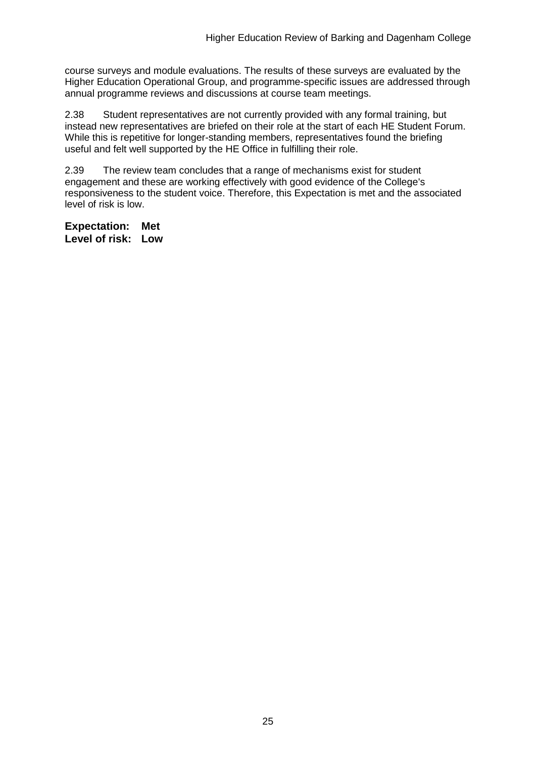course surveys and module evaluations. The results of these surveys are evaluated by the Higher Education Operational Group, and programme-specific issues are addressed through annual programme reviews and discussions at course team meetings.

2.38 Student representatives are not currently provided with any formal training, but instead new representatives are briefed on their role at the start of each HE Student Forum. While this is repetitive for longer-standing members, representatives found the briefing useful and felt well supported by the HE Office in fulfilling their role.

2.39 The review team concludes that a range of mechanisms exist for student engagement and these are working effectively with good evidence of the College's responsiveness to the student voice. Therefore, this Expectation is met and the associated level of risk is low.

**Expectation: Met**
**Level of risk: Low**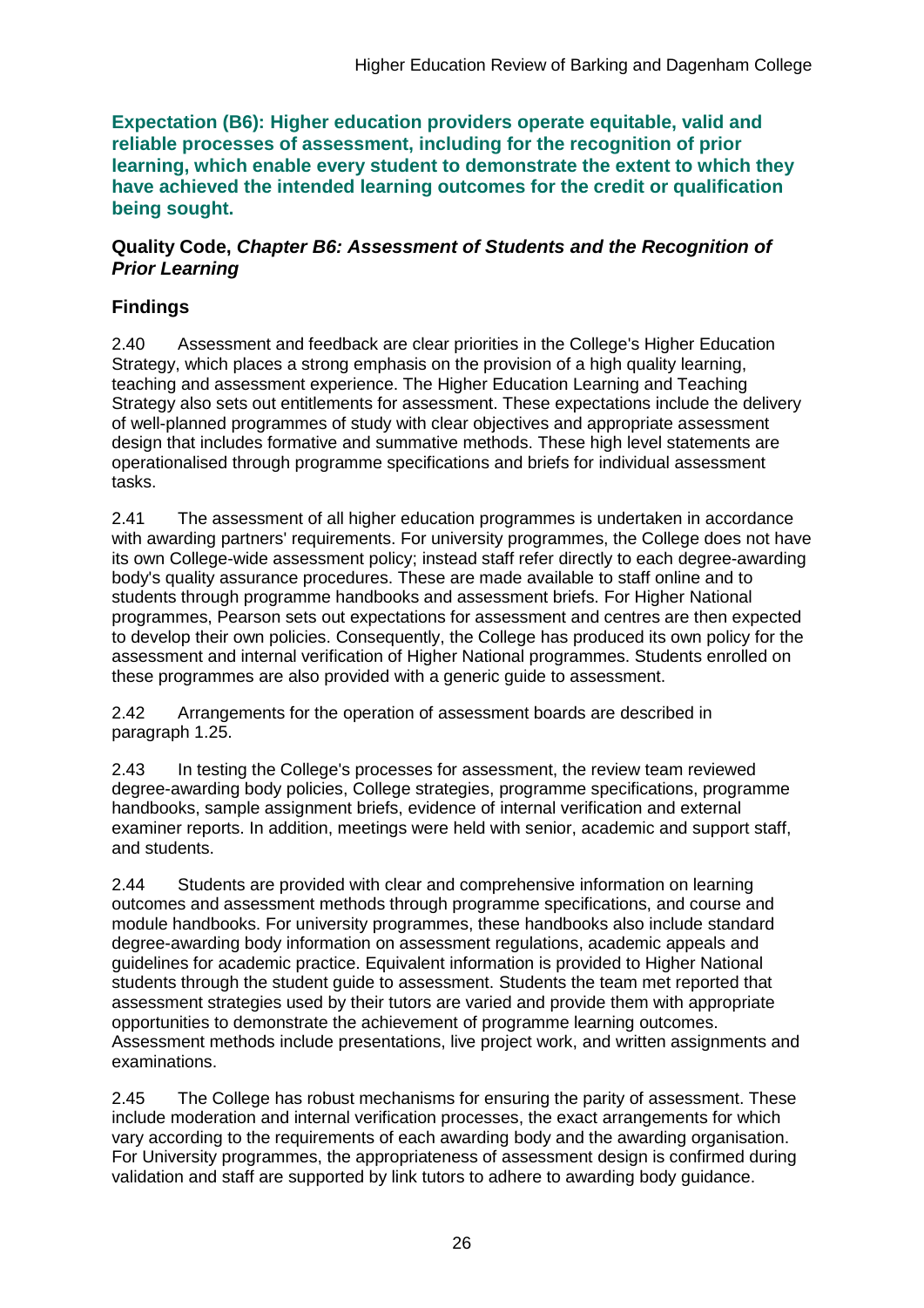**Expectation (B6): Higher education providers operate equitable, valid and reliable processes of assessment, including for the recognition of prior learning, which enable every student to demonstrate the extent to which they have achieved the intended learning outcomes for the credit or qualification being sought.**

**Quality Code, *Chapter B6: Assessment of Students and the Recognition of Prior Learning***

## Findings

2.40 Assessment and feedback are clear priorities in the College's Higher Education Strategy, which places a strong emphasis on the provision of a high quality learning, teaching and assessment experience. The Higher Education Learning and Teaching Strategy also sets out entitlements for assessment. These expectations include the delivery of well-planned programmes of study with clear objectives and appropriate assessment design that includes formative and summative methods. These high level statements are operationalised through programme specifications and briefs for individual assessment tasks.

2.41 The assessment of all higher education programmes is undertaken in accordance with awarding partners' requirements. For university programmes, the College does not have its own College-wide assessment policy; instead staff refer directly to each degree-awarding body's quality assurance procedures. These are made available to staff online and to students through programme handbooks and assessment briefs. For Higher National programmes, Pearson sets out expectations for assessment and centres are then expected to develop their own policies. Consequently, the College has produced its own policy for the assessment and internal verification of Higher National programmes. Students enrolled on these programmes are also provided with a generic guide to assessment.

2.42 Arrangements for the operation of assessment boards are described in paragraph 1.25.

2.43 In testing the College's processes for assessment, the review team reviewed degree-awarding body policies, College strategies, programme specifications, programme handbooks, sample assignment briefs, evidence of internal verification and external examiner reports. In addition, meetings were held with senior, academic and support staff, and students.

2.44 Students are provided with clear and comprehensive information on learning outcomes and assessment methods through programme specifications, and course and module handbooks. For university programmes, these handbooks also include standard degree-awarding body information on assessment regulations, academic appeals and guidelines for academic practice. Equivalent information is provided to Higher National students through the student guide to assessment. Students the team met reported that assessment strategies used by their tutors are varied and provide them with appropriate opportunities to demonstrate the achievement of programme learning outcomes. Assessment methods include presentations, live project work, and written assignments and examinations.

2.45 The College has robust mechanisms for ensuring the parity of assessment. These include moderation and internal verification processes, the exact arrangements for which vary according to the requirements of each awarding body and the awarding organisation. For University programmes, the appropriateness of assessment design is confirmed during validation and staff are supported by link tutors to adhere to awarding body guidance.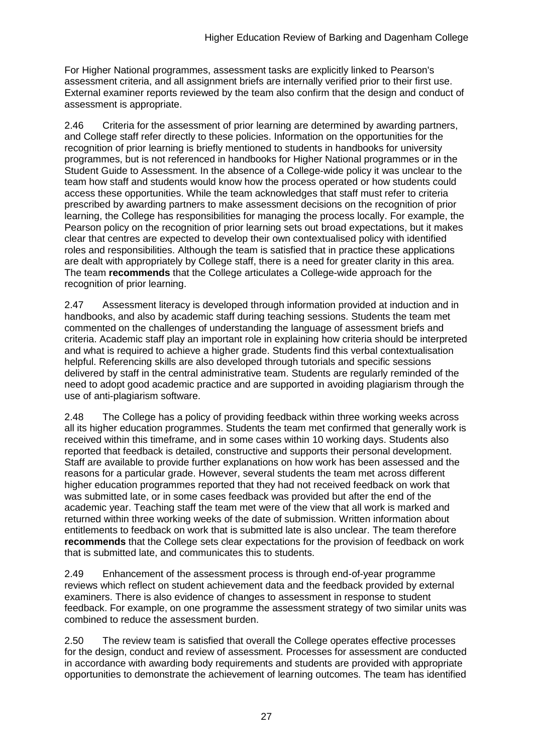For Higher National programmes, assessment tasks are explicitly linked to Pearson's assessment criteria, and all assignment briefs are internally verified prior to their first use. External examiner reports reviewed by the team also confirm that the design and conduct of assessment is appropriate.

2.46 Criteria for the assessment of prior learning are determined by awarding partners, and College staff refer directly to these policies. Information on the opportunities for the recognition of prior learning is briefly mentioned to students in handbooks for university programmes, but is not referenced in handbooks for Higher National programmes or in the Student Guide to Assessment. In the absence of a College-wide policy it was unclear to the team how staff and students would know how the process operated or how students could access these opportunities. While the team acknowledges that staff must refer to criteria prescribed by awarding partners to make assessment decisions on the recognition of prior learning, the College has responsibilities for managing the process locally. For example, the Pearson policy on the recognition of prior learning sets out broad expectations, but it makes clear that centres are expected to develop their own contextualised policy with identified roles and responsibilities. Although the team is satisfied that in practice these applications are dealt with appropriately by College staff, there is a need for greater clarity in this area. The team **recommends** that the College articulates a College-wide approach for the recognition of prior learning.

2.47 Assessment literacy is developed through information provided at induction and in handbooks, and also by academic staff during teaching sessions. Students the team met commented on the challenges of understanding the language of assessment briefs and criteria. Academic staff play an important role in explaining how criteria should be interpreted and what is required to achieve a higher grade. Students find this verbal contextualisation helpful. Referencing skills are also developed through tutorials and specific sessions delivered by staff in the central administrative team. Students are regularly reminded of the need to adopt good academic practice and are supported in avoiding plagiarism through the use of anti-plagiarism software.

2.48 The College has a policy of providing feedback within three working weeks across all its higher education programmes. Students the team met confirmed that generally work is received within this timeframe, and in some cases within 10 working days. Students also reported that feedback is detailed, constructive and supports their personal development. Staff are available to provide further explanations on how work has been assessed and the reasons for a particular grade. However, several students the team met across different higher education programmes reported that they had not received feedback on work that was submitted late, or in some cases feedback was provided but after the end of the academic year. Teaching staff the team met were of the view that all work is marked and returned within three working weeks of the date of submission. Written information about entitlements to feedback on work that is submitted late is also unclear. The team therefore **recommends** that the College sets clear expectations for the provision of feedback on work that is submitted late, and communicates this to students.

2.49 Enhancement of the assessment process is through end-of-year programme reviews which reflect on student achievement data and the feedback provided by external examiners. There is also evidence of changes to assessment in response to student feedback. For example, on one programme the assessment strategy of two similar units was combined to reduce the assessment burden.

2.50 The review team is satisfied that overall the College operates effective processes for the design, conduct and review of assessment. Processes for assessment are conducted in accordance with awarding body requirements and students are provided with appropriate opportunities to demonstrate the achievement of learning outcomes. The team has identified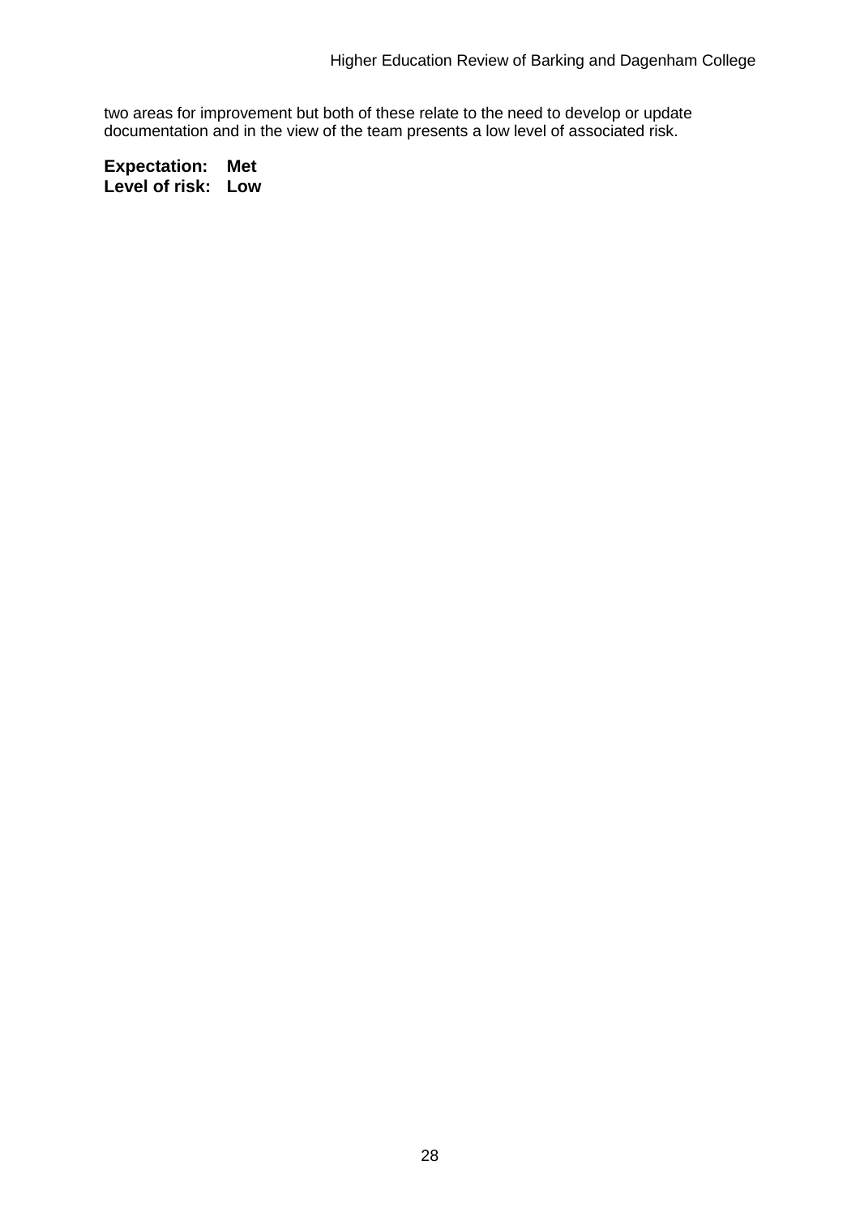two areas for improvement but both of these relate to the need to develop or update documentation and in the view of the team presents a low level of associated risk.

**Expectation: Met**
**Level of risk: Low**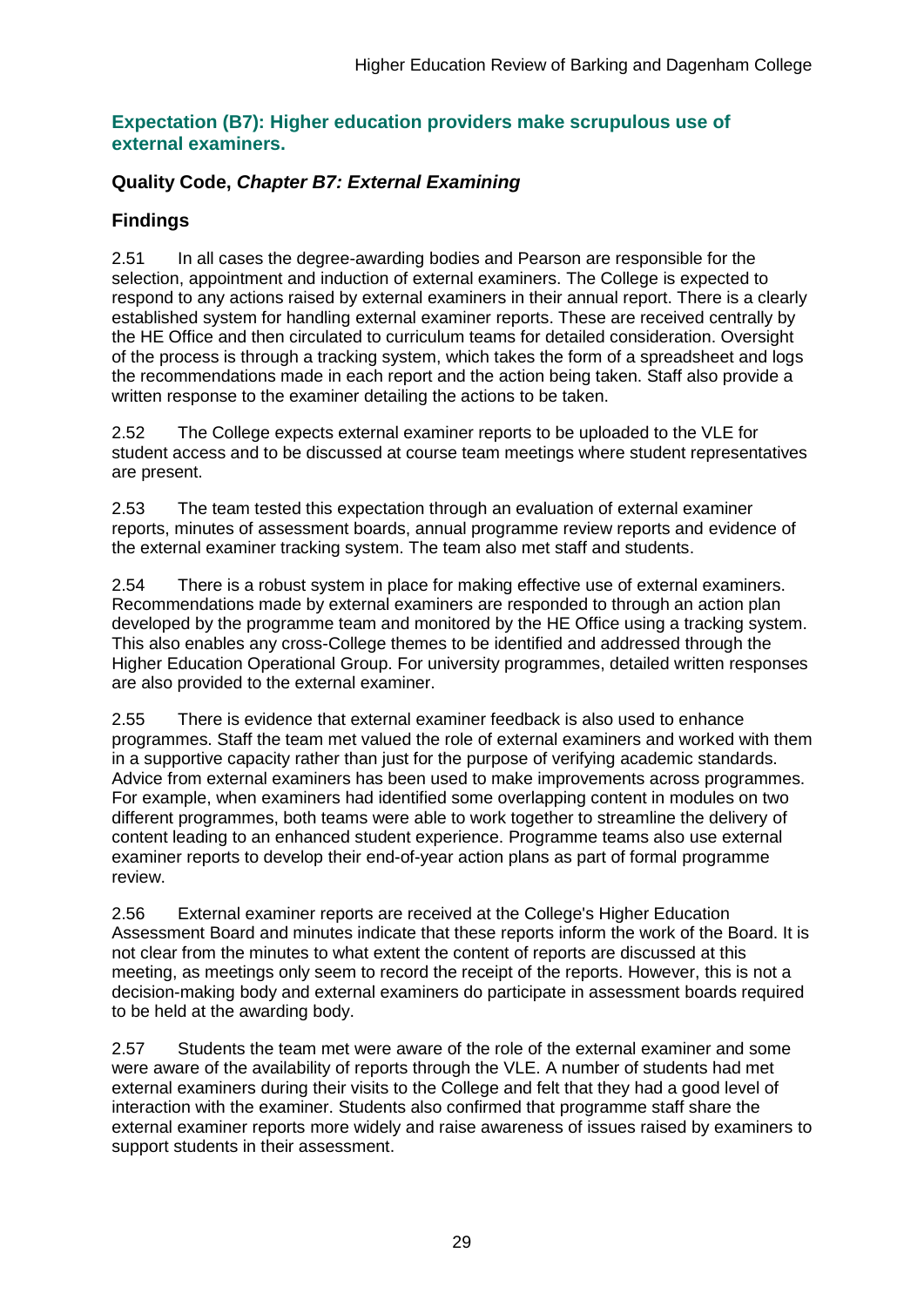### Expectation (B7): Higher education providers make scrupulous use of external examiners.

### Quality Code, *Chapter B7: External Examining*

### Findings

2.51 In all cases the degree-awarding bodies and Pearson are responsible for the selection, appointment and induction of external examiners. The College is expected to respond to any actions raised by external examiners in their annual report. There is a clearly established system for handling external examiner reports. These are received centrally by the HE Office and then circulated to curriculum teams for detailed consideration. Oversight of the process is through a tracking system, which takes the form of a spreadsheet and logs the recommendations made in each report and the action being taken. Staff also provide a written response to the examiner detailing the actions to be taken.

2.52 The College expects external examiner reports to be uploaded to the VLE for student access and to be discussed at course team meetings where student representatives are present.

2.53 The team tested this expectation through an evaluation of external examiner reports, minutes of assessment boards, annual programme review reports and evidence of the external examiner tracking system. The team also met staff and students.

2.54 There is a robust system in place for making effective use of external examiners. Recommendations made by external examiners are responded to through an action plan developed by the programme team and monitored by the HE Office using a tracking system. This also enables any cross-College themes to be identified and addressed through the Higher Education Operational Group. For university programmes, detailed written responses are also provided to the external examiner.

2.55 There is evidence that external examiner feedback is also used to enhance programmes. Staff the team met valued the role of external examiners and worked with them in a supportive capacity rather than just for the purpose of verifying academic standards. Advice from external examiners has been used to make improvements across programmes. For example, when examiners had identified some overlapping content in modules on two different programmes, both teams were able to work together to streamline the delivery of content leading to an enhanced student experience. Programme teams also use external examiner reports to develop their end-of-year action plans as part of formal programme review.

2.56 External examiner reports are received at the College's Higher Education Assessment Board and minutes indicate that these reports inform the work of the Board. It is not clear from the minutes to what extent the content of reports are discussed at this meeting, as meetings only seem to record the receipt of the reports. However, this is not a decision-making body and external examiners do participate in assessment boards required to be held at the awarding body.

2.57 Students the team met were aware of the role of the external examiner and some were aware of the availability of reports through the VLE. A number of students had met external examiners during their visits to the College and felt that they had a good level of interaction with the examiner. Students also confirmed that programme staff share the external examiner reports more widely and raise awareness of issues raised by examiners to support students in their assessment.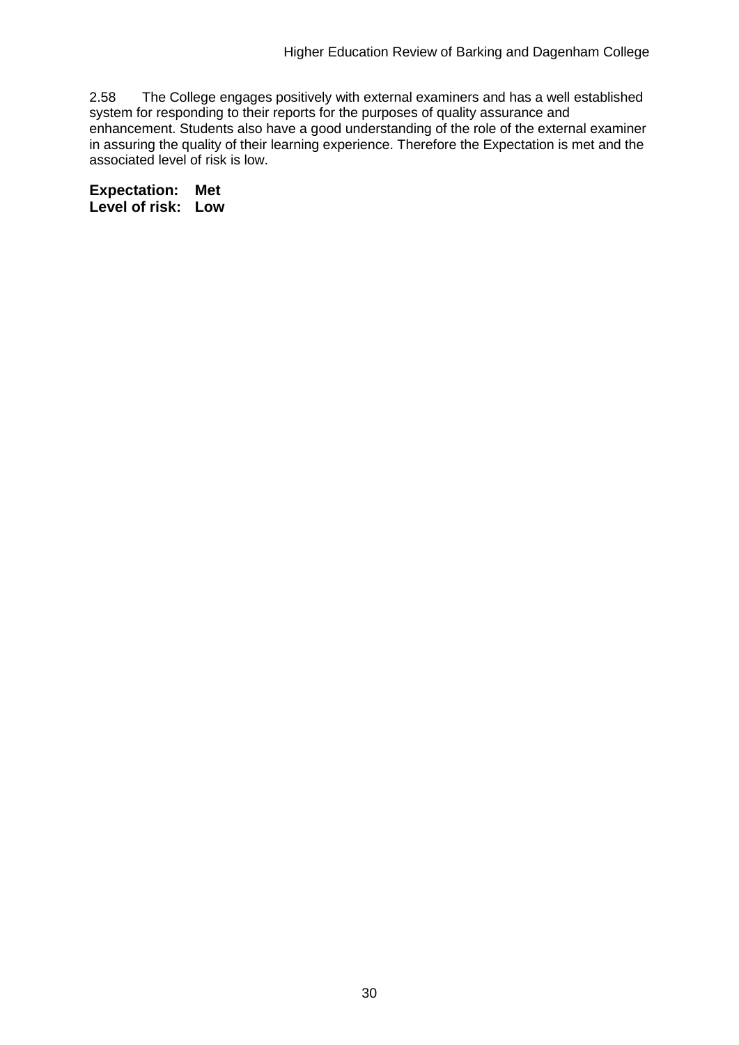2.58 The College engages positively with external examiners and has a well established system for responding to their reports for the purposes of quality assurance and enhancement. Students also have a good understanding of the role of the external examiner in assuring the quality of their learning experience. Therefore the Expectation is met and the associated level of risk is low.

**Expectation: Met**
**Level of risk: Low**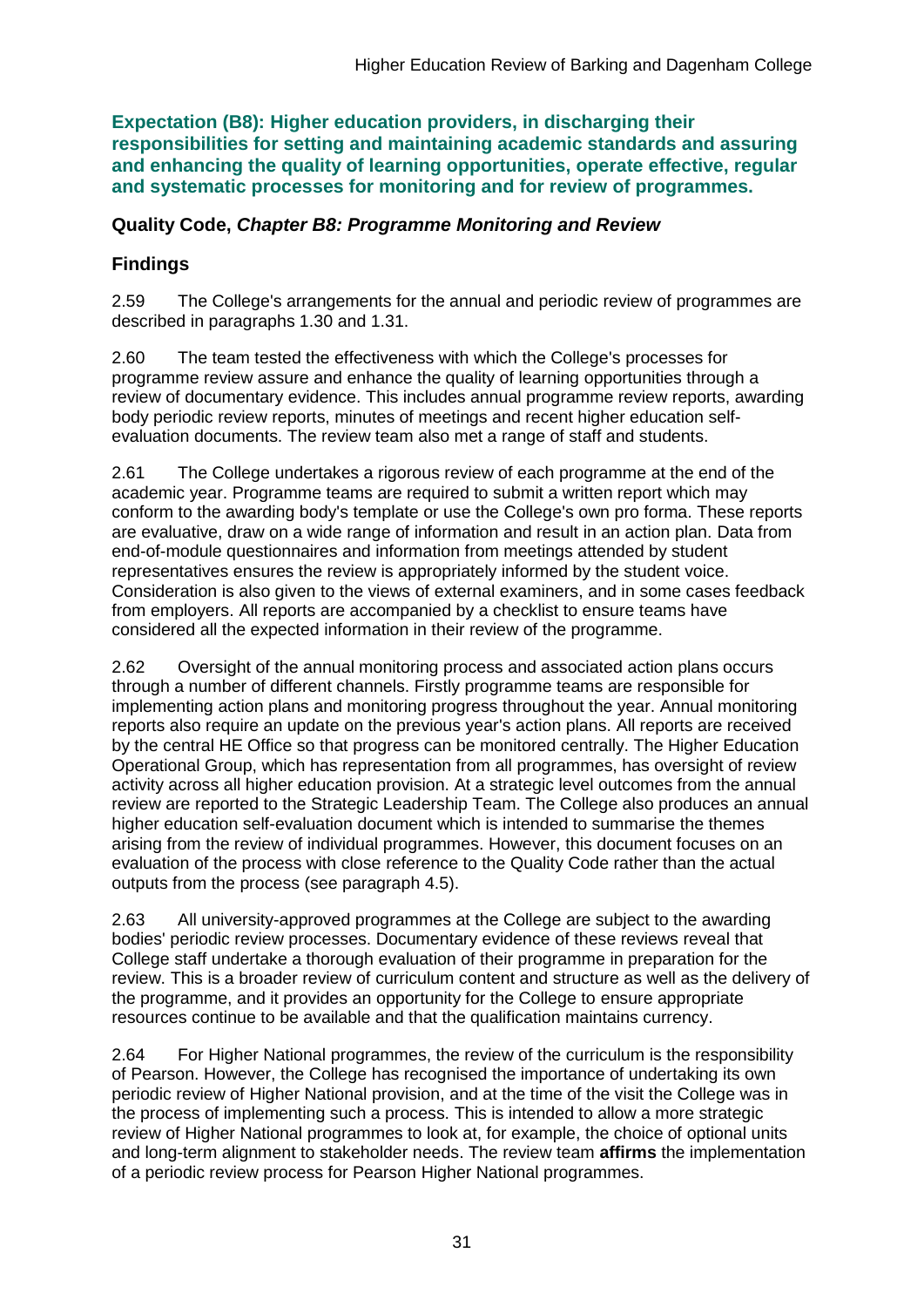## Expectation (B8): Higher education providers, in discharging their responsibilities for setting and maintaining academic standards and assuring and enhancing the quality of learning opportunities, operate effective, regular and systematic processes for monitoring and for review of programmes.

### Quality Code, *Chapter B8: Programme Monitoring and Review*

### Findings

2.59 The College's arrangements for the annual and periodic review of programmes are described in paragraphs 1.30 and 1.31.

2.60 The team tested the effectiveness with which the College's processes for programme review assure and enhance the quality of learning opportunities through a review of documentary evidence. This includes annual programme review reports, awarding body periodic review reports, minutes of meetings and recent higher education self-evaluation documents. The review team also met a range of staff and students.

2.61 The College undertakes a rigorous review of each programme at the end of the academic year. Programme teams are required to submit a written report which may conform to the awarding body's template or use the College's own pro forma. These reports are evaluative, draw on a wide range of information and result in an action plan. Data from end-of-module questionnaires and information from meetings attended by student representatives ensures the review is appropriately informed by the student voice. Consideration is also given to the views of external examiners, and in some cases feedback from employers. All reports are accompanied by a checklist to ensure teams have considered all the expected information in their review of the programme.

2.62 Oversight of the annual monitoring process and associated action plans occurs through a number of different channels. Firstly programme teams are responsible for implementing action plans and monitoring progress throughout the year. Annual monitoring reports also require an update on the previous year's action plans. All reports are received by the central HE Office so that progress can be monitored centrally. The Higher Education Operational Group, which has representation from all programmes, has oversight of review activity across all higher education provision. At a strategic level outcomes from the annual review are reported to the Strategic Leadership Team. The College also produces an annual higher education self-evaluation document which is intended to summarise the themes arising from the review of individual programmes. However, this document focuses on an evaluation of the process with close reference to the Quality Code rather than the actual outputs from the process (see paragraph 4.5).

2.63 All university-approved programmes at the College are subject to the awarding bodies' periodic review processes. Documentary evidence of these reviews reveal that College staff undertake a thorough evaluation of their programme in preparation for the review. This is a broader review of curriculum content and structure as well as the delivery of the programme, and it provides an opportunity for the College to ensure appropriate resources continue to be available and that the qualification maintains currency.

2.64 For Higher National programmes, the review of the curriculum is the responsibility of Pearson. However, the College has recognised the importance of undertaking its own periodic review of Higher National provision, and at the time of the visit the College was in the process of implementing such a process. This is intended to allow a more strategic review of Higher National programmes to look at, for example, the choice of optional units and long-term alignment to stakeholder needs. The review team **affirms** the implementation of a periodic review process for Pearson Higher National programmes.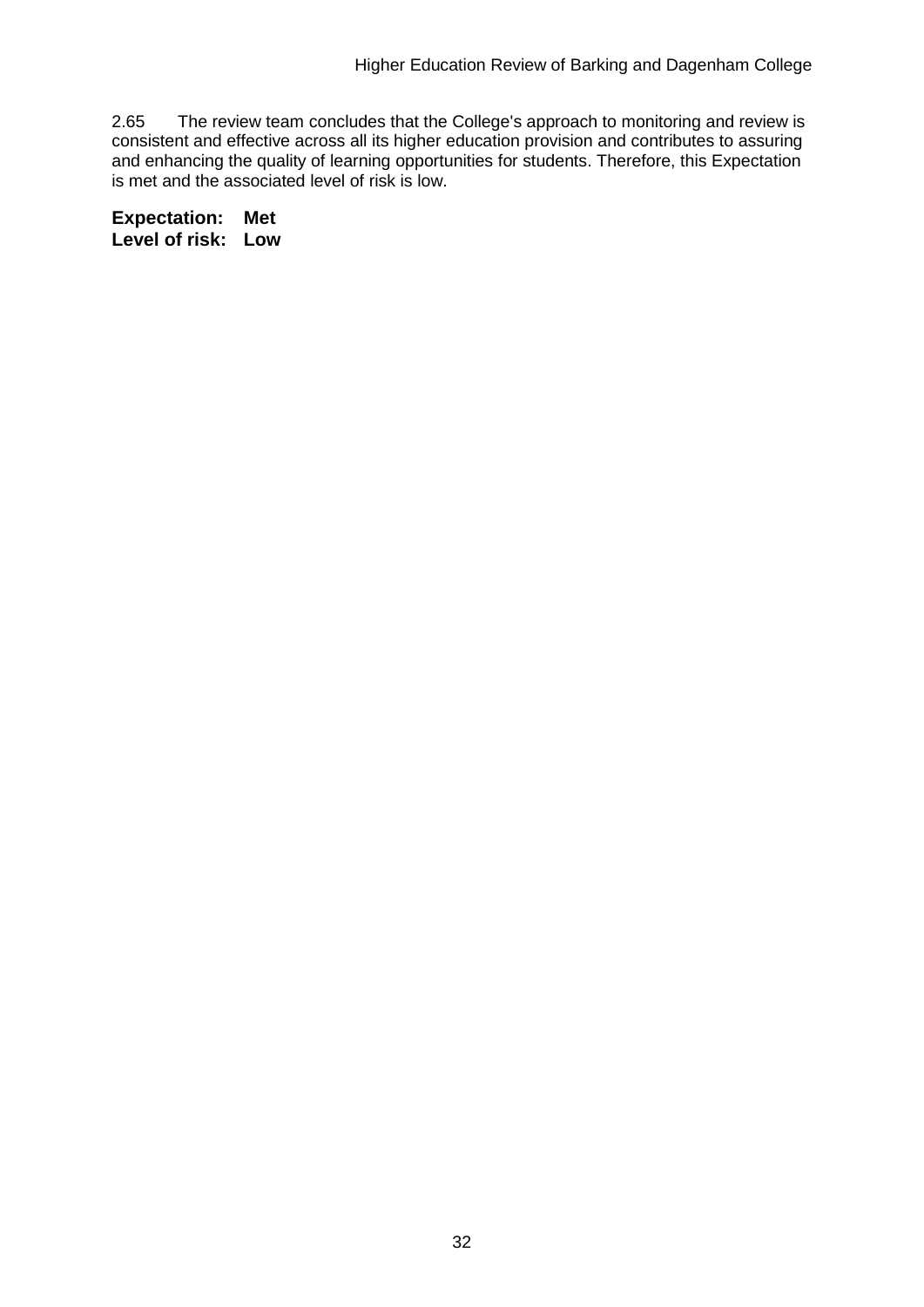2.65 The review team concludes that the College's approach to monitoring and review is consistent and effective across all its higher education provision and contributes to assuring and enhancing the quality of learning opportunities for students. Therefore, this Expectation is met and the associated level of risk is low.

**Expectation: Met**
**Level of risk: Low**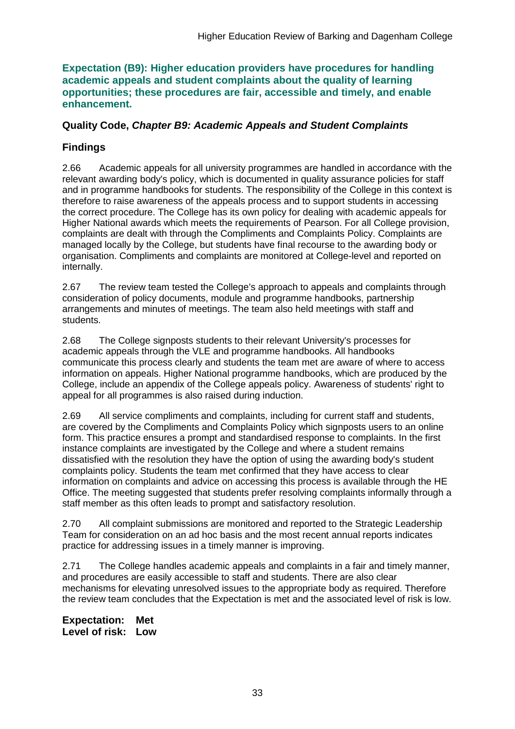**Expectation (B9): Higher education providers have procedures for handling academic appeals and student complaints about the quality of learning opportunities; these procedures are fair, accessible and timely, and enable enhancement.**

### Quality Code, *Chapter B9: Academic Appeals and Student Complaints*

### Findings

2.66 Academic appeals for all university programmes are handled in accordance with the relevant awarding body's policy, which is documented in quality assurance policies for staff and in programme handbooks for students. The responsibility of the College in this context is therefore to raise awareness of the appeals process and to support students in accessing the correct procedure. The College has its own policy for dealing with academic appeals for Higher National awards which meets the requirements of Pearson. For all College provision, complaints are dealt with through the Compliments and Complaints Policy. Complaints are managed locally by the College, but students have final recourse to the awarding body or organisation. Compliments and complaints are monitored at College-level and reported on internally.

2.67 The review team tested the College's approach to appeals and complaints through consideration of policy documents, module and programme handbooks, partnership arrangements and minutes of meetings. The team also held meetings with staff and students.

2.68 The College signposts students to their relevant University's processes for academic appeals through the VLE and programme handbooks. All handbooks communicate this process clearly and students the team met are aware of where to access information on appeals. Higher National programme handbooks, which are produced by the College, include an appendix of the College appeals policy. Awareness of students' right to appeal for all programmes is also raised during induction.

2.69 All service compliments and complaints, including for current staff and students, are covered by the Compliments and Complaints Policy which signposts users to an online form. This practice ensures a prompt and standardised response to complaints. In the first instance complaints are investigated by the College and where a student remains dissatisfied with the resolution they have the option of using the awarding body's student complaints policy. Students the team met confirmed that they have access to clear information on complaints and advice on accessing this process is available through the HE Office. The meeting suggested that students prefer resolving complaints informally through a staff member as this often leads to prompt and satisfactory resolution.

2.70 All complaint submissions are monitored and reported to the Strategic Leadership Team for consideration on an ad hoc basis and the most recent annual reports indicates practice for addressing issues in a timely manner is improving.

2.71 The College handles academic appeals and complaints in a fair and timely manner, and procedures are easily accessible to staff and students. There are also clear mechanisms for elevating unresolved issues to the appropriate body as required. Therefore the review team concludes that the Expectation is met and the associated level of risk is low.

**Expectation: Met**
**Level of risk: Low**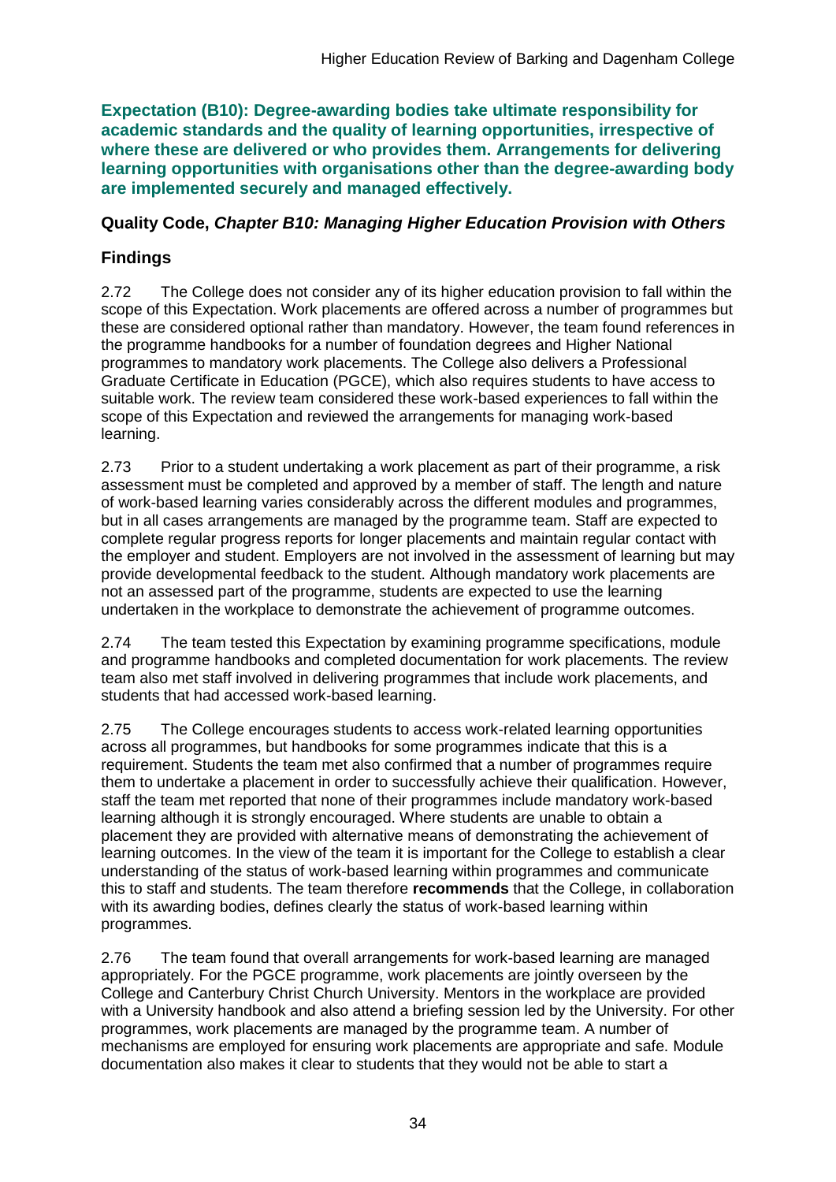**Expectation (B10): Degree-awarding bodies take ultimate responsibility for academic standards and the quality of learning opportunities, irrespective of where these are delivered or who provides them. Arrangements for delivering learning opportunities with organisations other than the degree-awarding body are implemented securely and managed effectively.**

### Quality Code, *Chapter B10: Managing Higher Education Provision with Others*

### Findings

2.72 The College does not consider any of its higher education provision to fall within the scope of this Expectation. Work placements are offered across a number of programmes but these are considered optional rather than mandatory. However, the team found references in the programme handbooks for a number of foundation degrees and Higher National programmes to mandatory work placements. The College also delivers a Professional Graduate Certificate in Education (PGCE), which also requires students to have access to suitable work. The review team considered these work-based experiences to fall within the scope of this Expectation and reviewed the arrangements for managing work-based learning.

2.73 Prior to a student undertaking a work placement as part of their programme, a risk assessment must be completed and approved by a member of staff. The length and nature of work-based learning varies considerably across the different modules and programmes, but in all cases arrangements are managed by the programme team. Staff are expected to complete regular progress reports for longer placements and maintain regular contact with the employer and student. Employers are not involved in the assessment of learning but may provide developmental feedback to the student. Although mandatory work placements are not an assessed part of the programme, students are expected to use the learning undertaken in the workplace to demonstrate the achievement of programme outcomes.

2.74 The team tested this Expectation by examining programme specifications, module and programme handbooks and completed documentation for work placements. The review team also met staff involved in delivering programmes that include work placements, and students that had accessed work-based learning.

2.75 The College encourages students to access work-related learning opportunities across all programmes, but handbooks for some programmes indicate that this is a requirement. Students the team met also confirmed that a number of programmes require them to undertake a placement in order to successfully achieve their qualification. However, staff the team met reported that none of their programmes include mandatory work-based learning although it is strongly encouraged. Where students are unable to obtain a placement they are provided with alternative means of demonstrating the achievement of learning outcomes. In the view of the team it is important for the College to establish a clear understanding of the status of work-based learning within programmes and communicate this to staff and students. The team therefore **recommends** that the College, in collaboration with its awarding bodies, defines clearly the status of work-based learning within programmes.

2.76 The team found that overall arrangements for work-based learning are managed appropriately. For the PGCE programme, work placements are jointly overseen by the College and Canterbury Christ Church University. Mentors in the workplace are provided with a University handbook and also attend a briefing session led by the University. For other programmes, work placements are managed by the programme team. A number of mechanisms are employed for ensuring work placements are appropriate and safe. Module documentation also makes it clear to students that they would not be able to start a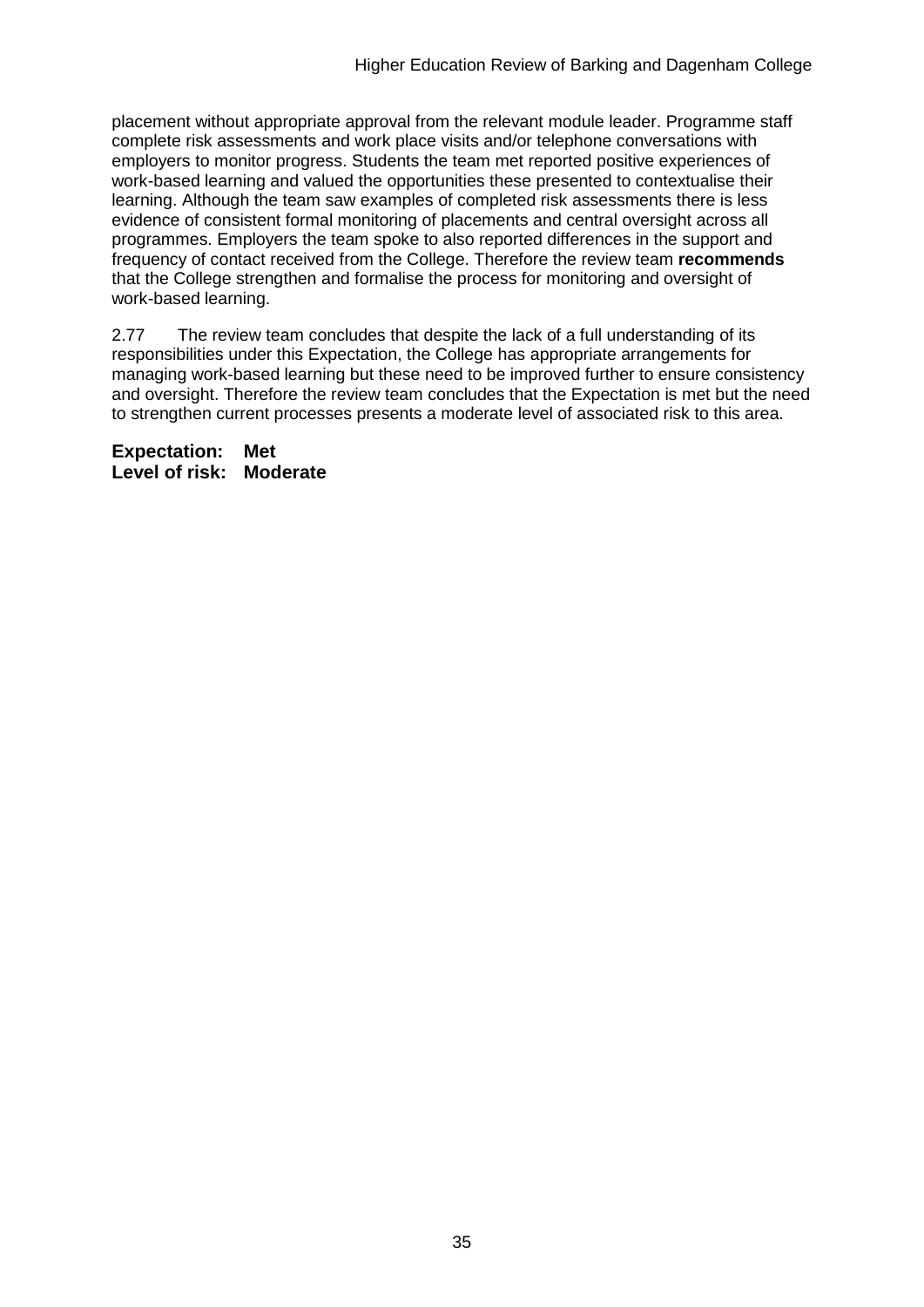placement without appropriate approval from the relevant module leader. Programme staff complete risk assessments and work place visits and/or telephone conversations with employers to monitor progress. Students the team met reported positive experiences of work-based learning and valued the opportunities these presented to contextualise their learning. Although the team saw examples of completed risk assessments there is less evidence of consistent formal monitoring of placements and central oversight across all programmes. Employers the team spoke to also reported differences in the support and frequency of contact received from the College. Therefore the review team **recommends** that the College strengthen and formalise the process for monitoring and oversight of work-based learning.

2.77 The review team concludes that despite the lack of a full understanding of its responsibilities under this Expectation, the College has appropriate arrangements for managing work-based learning but these need to be improved further to ensure consistency and oversight. Therefore the review team concludes that the Expectation is met but the need to strengthen current processes presents a moderate level of associated risk to this area.

**Expectation: Met**
**Level of risk: Moderate**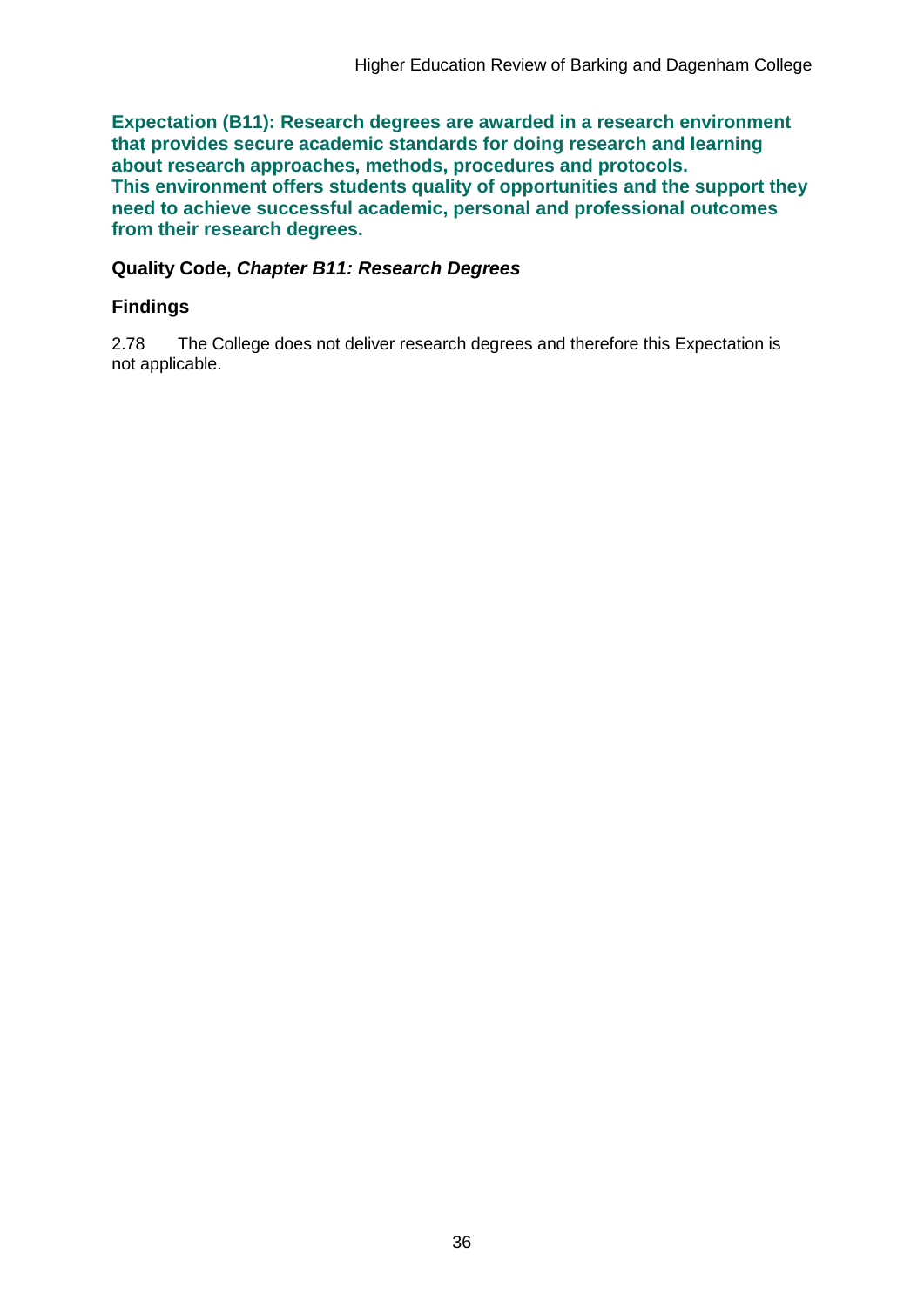**Expectation (B11): Research degrees are awarded in a research environment that provides secure academic standards for doing research and learning about research approaches, methods, procedures and protocols.
This environment offers students quality of opportunities and the support they need to achieve successful academic, personal and professional outcomes from their research degrees.**

### Quality Code, *Chapter B11: Research Degrees*

### Findings

2.78 The College does not deliver research degrees and therefore this Expectation is not applicable.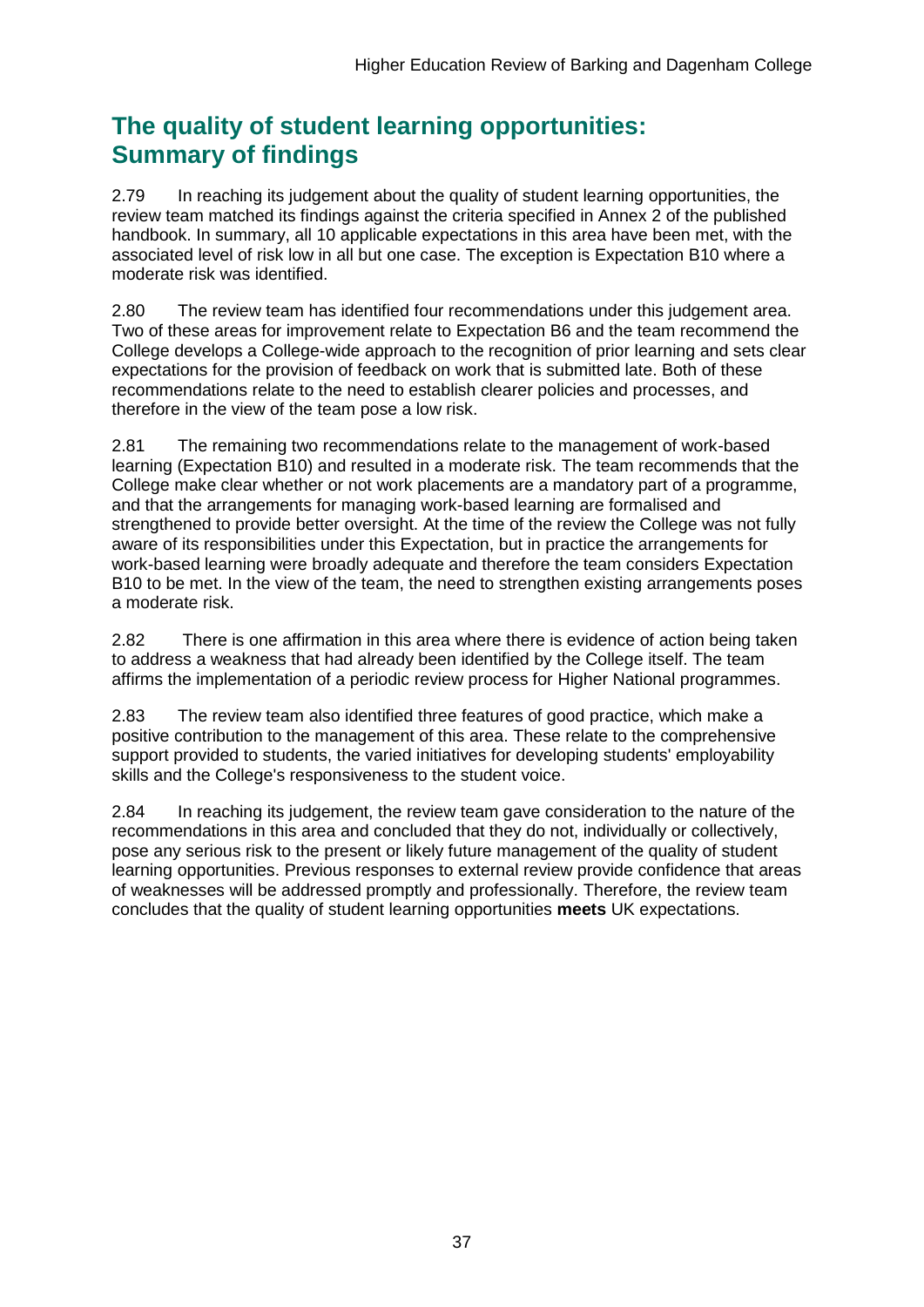## The quality of student learning opportunities: Summary of findings

2.79 In reaching its judgement about the quality of student learning opportunities, the review team matched its findings against the criteria specified in Annex 2 of the published handbook. In summary, all 10 applicable expectations in this area have been met, with the associated level of risk low in all but one case. The exception is Expectation B10 where a moderate risk was identified.

2.80 The review team has identified four recommendations under this judgement area. Two of these areas for improvement relate to Expectation B6 and the team recommend the College develops a College-wide approach to the recognition of prior learning and sets clear expectations for the provision of feedback on work that is submitted late. Both of these recommendations relate to the need to establish clearer policies and processes, and therefore in the view of the team pose a low risk.

2.81 The remaining two recommendations relate to the management of work-based learning (Expectation B10) and resulted in a moderate risk. The team recommends that the College make clear whether or not work placements are a mandatory part of a programme, and that the arrangements for managing work-based learning are formalised and strengthened to provide better oversight. At the time of the review the College was not fully aware of its responsibilities under this Expectation, but in practice the arrangements for work-based learning were broadly adequate and therefore the team considers Expectation B10 to be met. In the view of the team, the need to strengthen existing arrangements poses a moderate risk.

2.82 There is one affirmation in this area where there is evidence of action being taken to address a weakness that had already been identified by the College itself. The team affirms the implementation of a periodic review process for Higher National programmes.

2.83 The review team also identified three features of good practice, which make a positive contribution to the management of this area. These relate to the comprehensive support provided to students, the varied initiatives for developing students' employability skills and the College's responsiveness to the student voice.

2.84 In reaching its judgement, the review team gave consideration to the nature of the recommendations in this area and concluded that they do not, individually or collectively, pose any serious risk to the present or likely future management of the quality of student learning opportunities. Previous responses to external review provide confidence that areas of weaknesses will be addressed promptly and professionally. Therefore, the review team concludes that the quality of student learning opportunities **meets** UK expectations.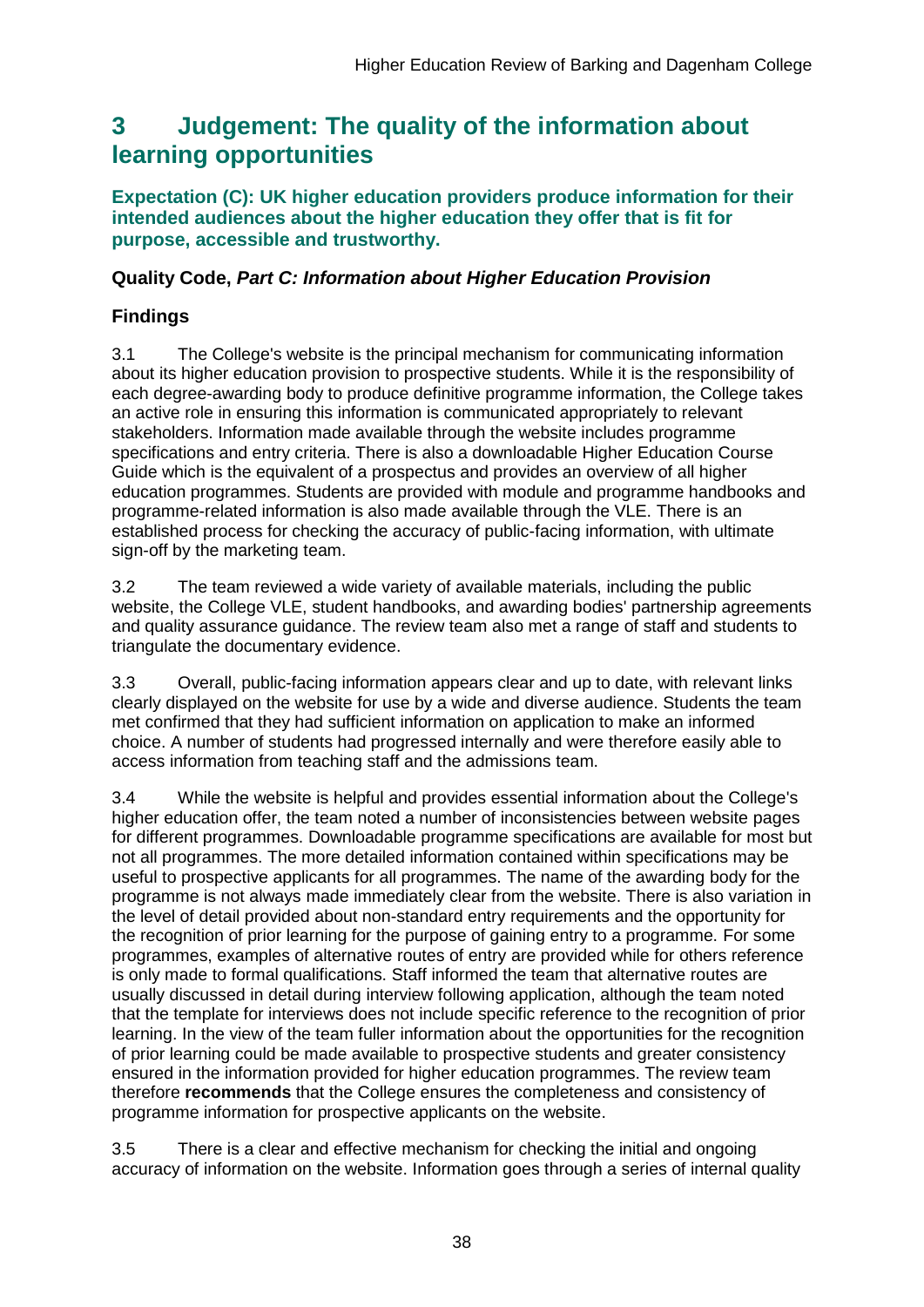# 3 Judgement: The quality of the information about learning opportunities

**Expectation (C): UK higher education providers produce information for their intended audiences about the higher education they offer that is fit for purpose, accessible and trustworthy.**

### Quality Code, *Part C: Information about Higher Education Provision*

### Findings

3.1 The College's website is the principal mechanism for communicating information about its higher education provision to prospective students. While it is the responsibility of each degree-awarding body to produce definitive programme information, the College takes an active role in ensuring this information is communicated appropriately to relevant stakeholders. Information made available through the website includes programme specifications and entry criteria. There is also a downloadable Higher Education Course Guide which is the equivalent of a prospectus and provides an overview of all higher education programmes. Students are provided with module and programme handbooks and programme-related information is also made available through the VLE. There is an established process for checking the accuracy of public-facing information, with ultimate sign-off by the marketing team.

3.2 The team reviewed a wide variety of available materials, including the public website, the College VLE, student handbooks, and awarding bodies' partnership agreements and quality assurance guidance. The review team also met a range of staff and students to triangulate the documentary evidence.

3.3 Overall, public-facing information appears clear and up to date, with relevant links clearly displayed on the website for use by a wide and diverse audience. Students the team met confirmed that they had sufficient information on application to make an informed choice. A number of students had progressed internally and were therefore easily able to access information from teaching staff and the admissions team.

3.4 While the website is helpful and provides essential information about the College's higher education offer, the team noted a number of inconsistencies between website pages for different programmes. Downloadable programme specifications are available for most but not all programmes. The more detailed information contained within specifications may be useful to prospective applicants for all programmes. The name of the awarding body for the programme is not always made immediately clear from the website. There is also variation in the level of detail provided about non-standard entry requirements and the opportunity for the recognition of prior learning for the purpose of gaining entry to a programme. For some programmes, examples of alternative routes of entry are provided while for others reference is only made to formal qualifications. Staff informed the team that alternative routes are usually discussed in detail during interview following application, although the team noted that the template for interviews does not include specific reference to the recognition of prior learning. In the view of the team fuller information about the opportunities for the recognition of prior learning could be made available to prospective students and greater consistency ensured in the information provided for higher education programmes. The review team therefore **recommends** that the College ensures the completeness and consistency of programme information for prospective applicants on the website.

3.5 There is a clear and effective mechanism for checking the initial and ongoing accuracy of information on the website. Information goes through a series of internal quality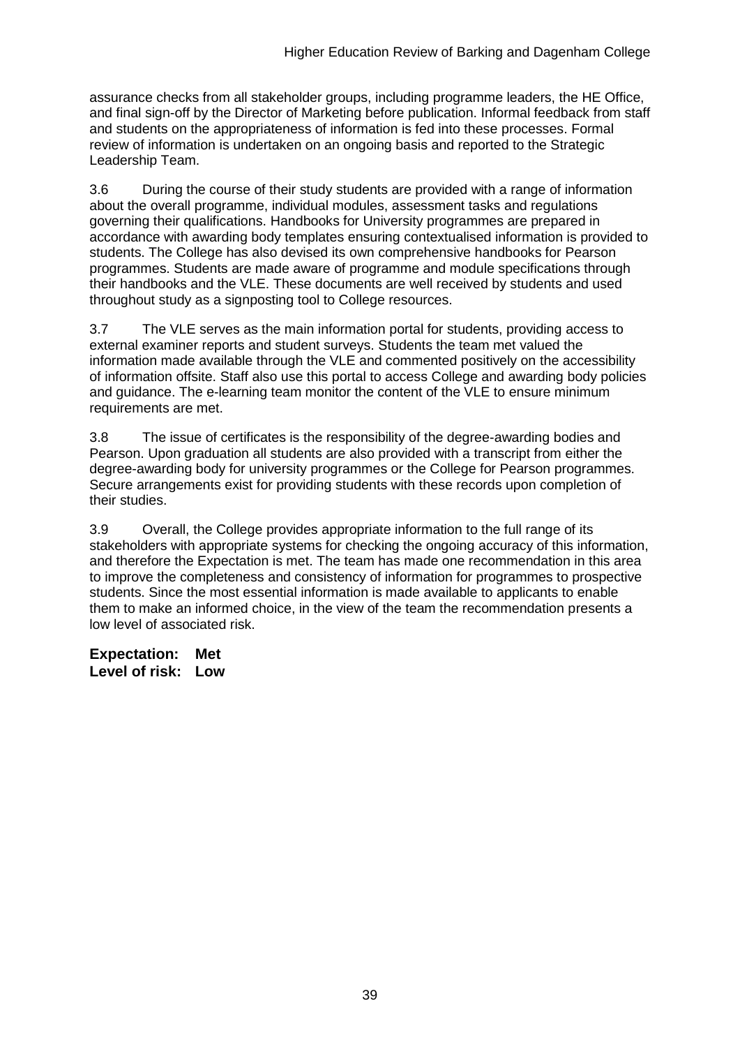assurance checks from all stakeholder groups, including programme leaders, the HE Office, and final sign-off by the Director of Marketing before publication. Informal feedback from staff and students on the appropriateness of information is fed into these processes. Formal review of information is undertaken on an ongoing basis and reported to the Strategic Leadership Team.

3.6 During the course of their study students are provided with a range of information about the overall programme, individual modules, assessment tasks and regulations governing their qualifications. Handbooks for University programmes are prepared in accordance with awarding body templates ensuring contextualised information is provided to students. The College has also devised its own comprehensive handbooks for Pearson programmes. Students are made aware of programme and module specifications through their handbooks and the VLE. These documents are well received by students and used throughout study as a signposting tool to College resources.

3.7 The VLE serves as the main information portal for students, providing access to external examiner reports and student surveys. Students the team met valued the information made available through the VLE and commented positively on the accessibility of information offsite. Staff also use this portal to access College and awarding body policies and guidance. The e-learning team monitor the content of the VLE to ensure minimum requirements are met.

3.8 The issue of certificates is the responsibility of the degree-awarding bodies and Pearson. Upon graduation all students are also provided with a transcript from either the degree-awarding body for university programmes or the College for Pearson programmes. Secure arrangements exist for providing students with these records upon completion of their studies.

3.9 Overall, the College provides appropriate information to the full range of its stakeholders with appropriate systems for checking the ongoing accuracy of this information, and therefore the Expectation is met. The team has made one recommendation in this area to improve the completeness and consistency of information for programmes to prospective students. Since the most essential information is made available to applicants to enable them to make an informed choice, in the view of the team the recommendation presents a low level of associated risk.

**Expectation: Met**
**Level of risk: Low**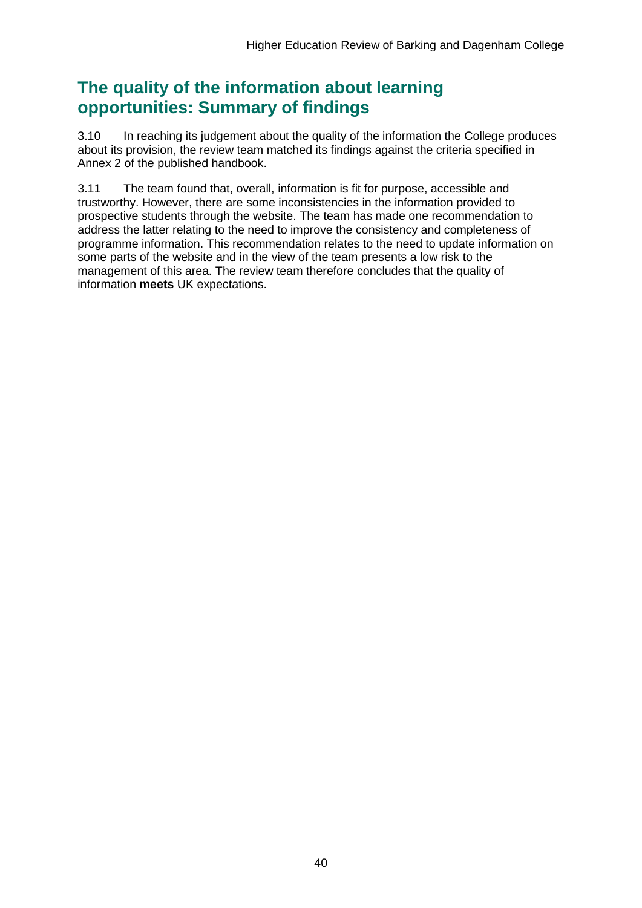## The quality of the information about learning opportunities: Summary of findings

3.10 In reaching its judgement about the quality of the information the College produces about its provision, the review team matched its findings against the criteria specified in Annex 2 of the published handbook.

3.11 The team found that, overall, information is fit for purpose, accessible and trustworthy. However, there are some inconsistencies in the information provided to prospective students through the website. The team has made one recommendation to address the latter relating to the need to improve the consistency and completeness of programme information. This recommendation relates to the need to update information on some parts of the website and in the view of the team presents a low risk to the management of this area. The review team therefore concludes that the quality of information **meets** UK expectations.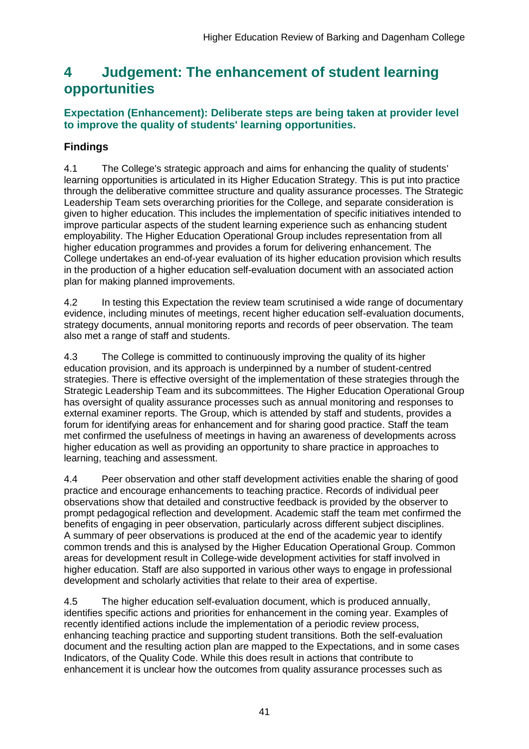# 4 Judgement: The enhancement of student learning opportunities

### Expectation (Enhancement): Deliberate steps are being taken at provider level to improve the quality of students' learning opportunities.

## Findings

4.1 The College's strategic approach and aims for enhancing the quality of students' learning opportunities is articulated in its Higher Education Strategy. This is put into practice through the deliberative committee structure and quality assurance processes. The Strategic Leadership Team sets overarching priorities for the College, and separate consideration is given to higher education. This includes the implementation of specific initiatives intended to improve particular aspects of the student learning experience such as enhancing student employability. The Higher Education Operational Group includes representation from all higher education programmes and provides a forum for delivering enhancement. The College undertakes an end-of-year evaluation of its higher education provision which results in the production of a higher education self-evaluation document with an associated action plan for making planned improvements.

4.2 In testing this Expectation the review team scrutinised a wide range of documentary evidence, including minutes of meetings, recent higher education self-evaluation documents, strategy documents, annual monitoring reports and records of peer observation. The team also met a range of staff and students.

4.3 The College is committed to continuously improving the quality of its higher education provision, and its approach is underpinned by a number of student-centred strategies. There is effective oversight of the implementation of these strategies through the Strategic Leadership Team and its subcommittees. The Higher Education Operational Group has oversight of quality assurance processes such as annual monitoring and responses to external examiner reports. The Group, which is attended by staff and students, provides a forum for identifying areas for enhancement and for sharing good practice. Staff the team met confirmed the usefulness of meetings in having an awareness of developments across higher education as well as providing an opportunity to share practice in approaches to learning, teaching and assessment.

4.4 Peer observation and other staff development activities enable the sharing of good practice and encourage enhancements to teaching practice. Records of individual peer observations show that detailed and constructive feedback is provided by the observer to prompt pedagogical reflection and development. Academic staff the team met confirmed the benefits of engaging in peer observation, particularly across different subject disciplines. A summary of peer observations is produced at the end of the academic year to identify common trends and this is analysed by the Higher Education Operational Group. Common areas for development result in College-wide development activities for staff involved in higher education. Staff are also supported in various other ways to engage in professional development and scholarly activities that relate to their area of expertise.

4.5 The higher education self-evaluation document, which is produced annually, identifies specific actions and priorities for enhancement in the coming year. Examples of recently identified actions include the implementation of a periodic review process, enhancing teaching practice and supporting student transitions. Both the self-evaluation document and the resulting action plan are mapped to the Expectations, and in some cases Indicators, of the Quality Code. While this does result in actions that contribute to enhancement it is unclear how the outcomes from quality assurance processes such as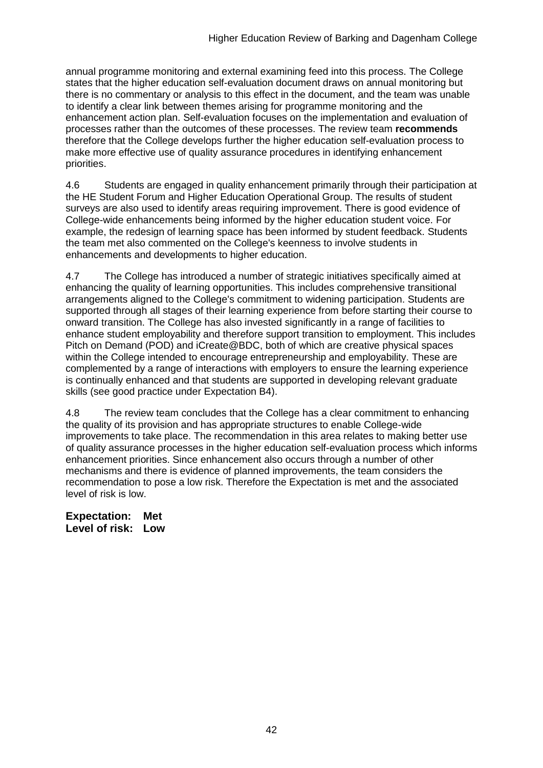annual programme monitoring and external examining feed into this process. The College states that the higher education self-evaluation document draws on annual monitoring but there is no commentary or analysis to this effect in the document, and the team was unable to identify a clear link between themes arising for programme monitoring and the enhancement action plan. Self-evaluation focuses on the implementation and evaluation of processes rather than the outcomes of these processes. The review team **recommends** therefore that the College develops further the higher education self-evaluation process to make more effective use of quality assurance procedures in identifying enhancement priorities.

4.6 Students are engaged in quality enhancement primarily through their participation at the HE Student Forum and Higher Education Operational Group. The results of student surveys are also used to identify areas requiring improvement. There is good evidence of College-wide enhancements being informed by the higher education student voice. For example, the redesign of learning space has been informed by student feedback. Students the team met also commented on the College's keenness to involve students in enhancements and developments to higher education.

4.7 The College has introduced a number of strategic initiatives specifically aimed at enhancing the quality of learning opportunities. This includes comprehensive transitional arrangements aligned to the College's commitment to widening participation. Students are supported through all stages of their learning experience from before starting their course to onward transition. The College has also invested significantly in a range of facilities to enhance student employability and therefore support transition to employment. This includes Pitch on Demand (POD) and iCreate@BDC, both of which are creative physical spaces within the College intended to encourage entrepreneurship and employability. These are complemented by a range of interactions with employers to ensure the learning experience is continually enhanced and that students are supported in developing relevant graduate skills (see good practice under Expectation B4).

4.8 The review team concludes that the College has a clear commitment to enhancing the quality of its provision and has appropriate structures to enable College-wide improvements to take place. The recommendation in this area relates to making better use of quality assurance processes in the higher education self-evaluation process which informs enhancement priorities. Since enhancement also occurs through a number of other mechanisms and there is evidence of planned improvements, the team considers the recommendation to pose a low risk. Therefore the Expectation is met and the associated level of risk is low.

**Expectation: Met**
**Level of risk: Low**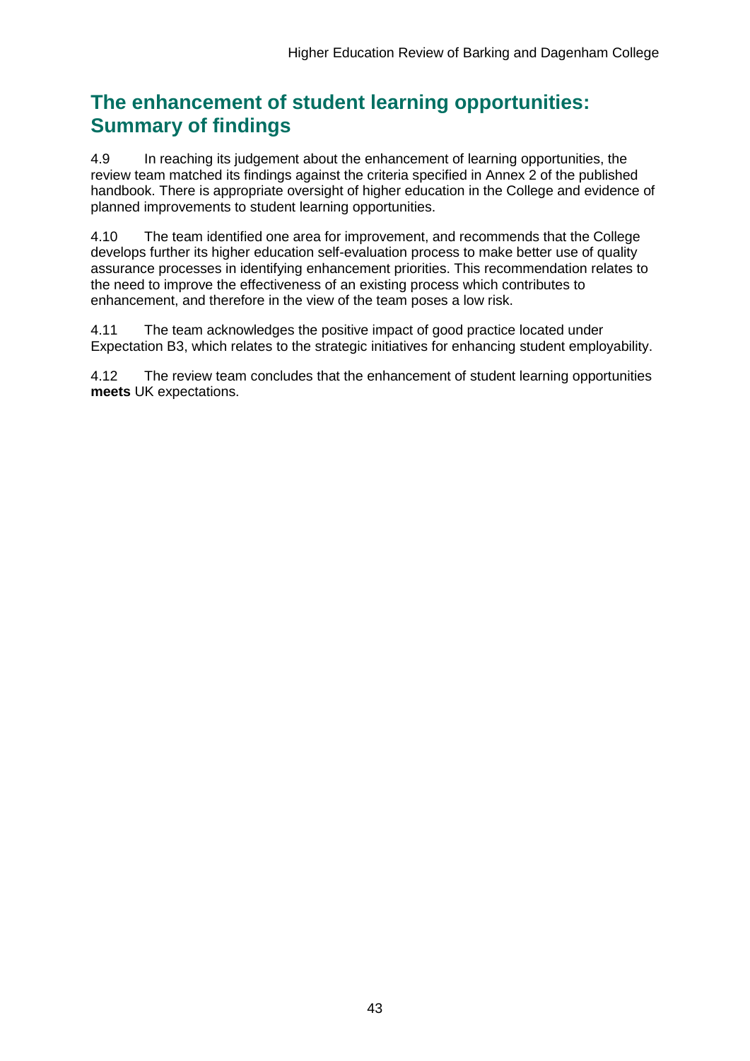## The enhancement of student learning opportunities: Summary of findings

4.9 In reaching its judgement about the enhancement of learning opportunities, the review team matched its findings against the criteria specified in Annex 2 of the published handbook. There is appropriate oversight of higher education in the College and evidence of planned improvements to student learning opportunities.

4.10 The team identified one area for improvement, and recommends that the College develops further its higher education self-evaluation process to make better use of quality assurance processes in identifying enhancement priorities. This recommendation relates to the need to improve the effectiveness of an existing process which contributes to enhancement, and therefore in the view of the team poses a low risk.

4.11 The team acknowledges the positive impact of good practice located under Expectation B3, which relates to the strategic initiatives for enhancing student employability.

4.12 The review team concludes that the enhancement of student learning opportunities **meets** UK expectations.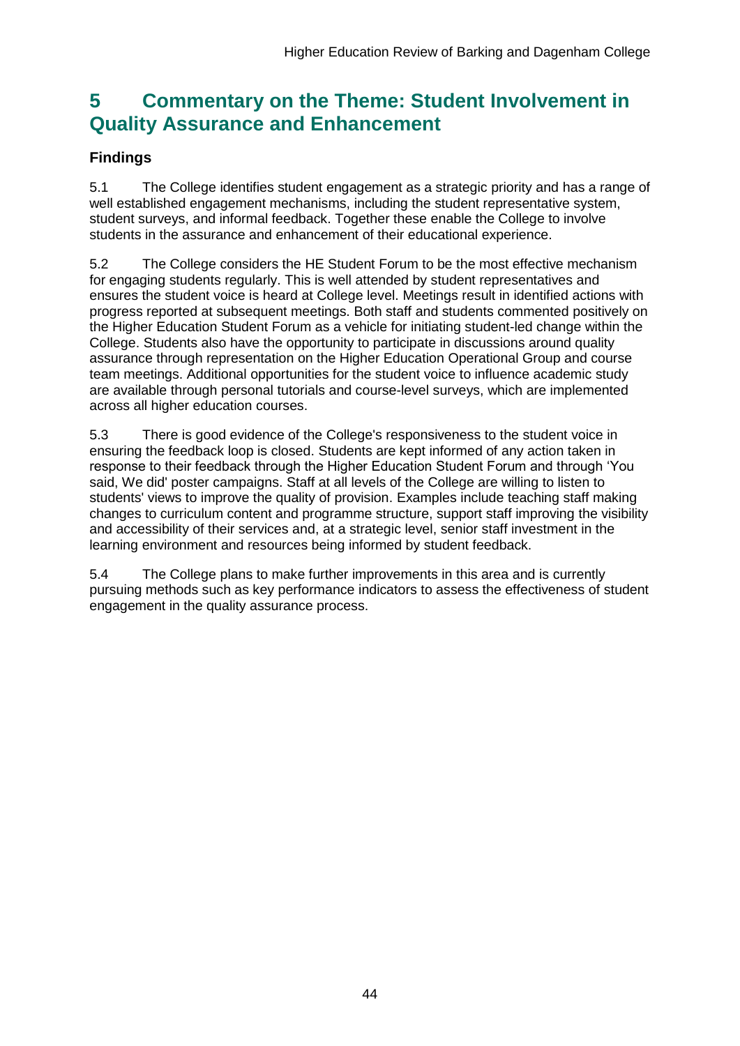# 5 Commentary on the Theme: Student Involvement in Quality Assurance and Enhancement

## Findings

5.1 The College identifies student engagement as a strategic priority and has a range of well established engagement mechanisms, including the student representative system, student surveys, and informal feedback. Together these enable the College to involve students in the assurance and enhancement of their educational experience.

5.2 The College considers the HE Student Forum to be the most effective mechanism for engaging students regularly. This is well attended by student representatives and ensures the student voice is heard at College level. Meetings result in identified actions with progress reported at subsequent meetings. Both staff and students commented positively on the Higher Education Student Forum as a vehicle for initiating student-led change within the College. Students also have the opportunity to participate in discussions around quality assurance through representation on the Higher Education Operational Group and course team meetings. Additional opportunities for the student voice to influence academic study are available through personal tutorials and course-level surveys, which are implemented across all higher education courses.

5.3 There is good evidence of the College's responsiveness to the student voice in ensuring the feedback loop is closed. Students are kept informed of any action taken in response to their feedback through the Higher Education Student Forum and through 'You said, We did' poster campaigns. Staff at all levels of the College are willing to listen to students' views to improve the quality of provision. Examples include teaching staff making changes to curriculum content and programme structure, support staff improving the visibility and accessibility of their services and, at a strategic level, senior staff investment in the learning environment and resources being informed by student feedback.

5.4 The College plans to make further improvements in this area and is currently pursuing methods such as key performance indicators to assess the effectiveness of student engagement in the quality assurance process.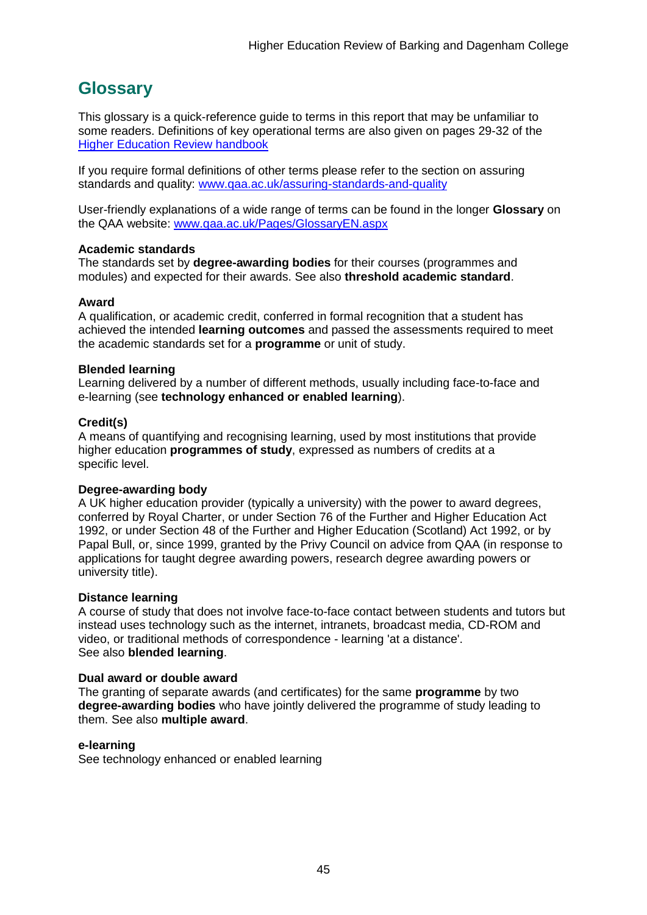## Glossary

This glossary is a quick-reference guide to terms in this report that may be unfamiliar to some readers. Definitions of key operational terms are also given on pages 29-32 of the [Higher Education Review handbook](Higher Education Review handbook)

If you require formal definitions of other terms please refer to the section on assuring standards and quality: [www.qaa.ac.uk/assuring-standards-and-quality](www.qaa.ac.uk/assuring-standards-and-quality)

User-friendly explanations of a wide range of terms can be found in the longer **Glossary** on the QAA website: [www.qaa.ac.uk/Pages/GlossaryEN.aspx](www.qaa.ac.uk/Pages/GlossaryEN.aspx)

**Academic standards**
The standards set by **degree-awarding bodies** for their courses (programmes and modules) and expected for their awards. See also **threshold academic standard**.

**Award**
A qualification, or academic credit, conferred in formal recognition that a student has achieved the intended **learning outcomes** and passed the assessments required to meet the academic standards set for a **programme** or unit of study.

**Blended learning**
Learning delivered by a number of different methods, usually including face-to-face and e-learning (see **technology enhanced or enabled learning**).

**Credit(s)**
A means of quantifying and recognising learning, used by most institutions that provide higher education **programmes of study**, expressed as numbers of credits at a specific level.

**Degree-awarding body**
A UK higher education provider (typically a university) with the power to award degrees, conferred by Royal Charter, or under Section 76 of the Further and Higher Education Act 1992, or under Section 48 of the Further and Higher Education (Scotland) Act 1992, or by Papal Bull, or, since 1999, granted by the Privy Council on advice from QAA (in response to applications for taught degree awarding powers, research degree awarding powers or university title).

**Distance learning**
A course of study that does not involve face-to-face contact between students and tutors but instead uses technology such as the internet, intranets, broadcast media, CD-ROM and video, or traditional methods of correspondence - learning 'at a distance'.
See also **blended learning**.

**Dual award or double award**
The granting of separate awards (and certificates) for the same **programme** by two **degree-awarding bodies** who have jointly delivered the programme of study leading to them. See also **multiple award**.

**e-learning**
See technology enhanced or enabled learning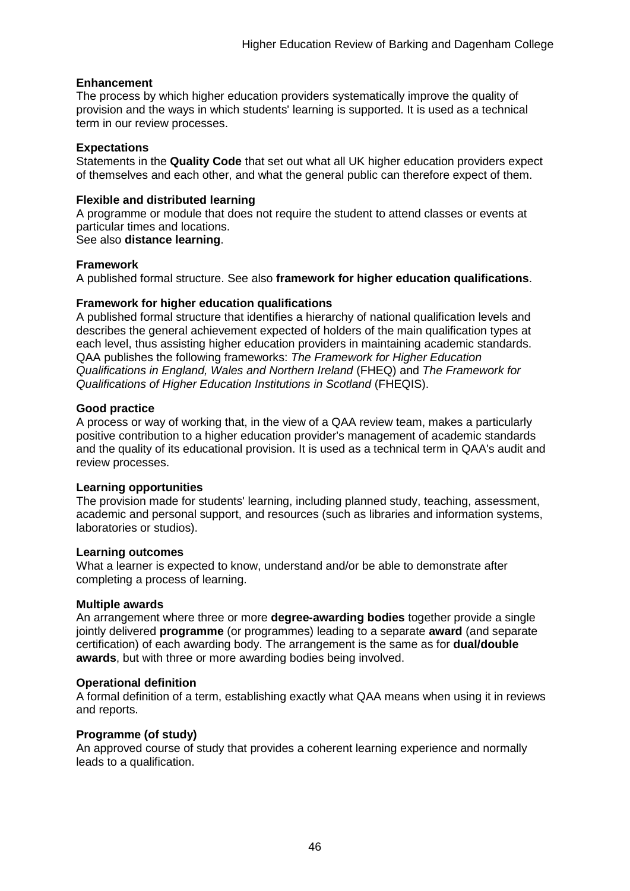**Enhancement**
The process by which higher education providers systematically improve the quality of provision and the ways in which students' learning is supported. It is used as a technical term in our review processes.

**Expectations**
Statements in the **Quality Code** that set out what all UK higher education providers expect of themselves and each other, and what the general public can therefore expect of them.

**Flexible and distributed learning**
A programme or module that does not require the student to attend classes or events at particular times and locations.
See also **distance learning**.

**Framework**
A published formal structure. See also **framework for higher education qualifications**.

**Framework for higher education qualifications**
A published formal structure that identifies a hierarchy of national qualification levels and describes the general achievement expected of holders of the main qualification types at each level, thus assisting higher education providers in maintaining academic standards. QAA publishes the following frameworks: *The Framework for Higher Education Qualifications in England, Wales and Northern Ireland* (FHEQ) and *The Framework for Qualifications of Higher Education Institutions in Scotland* (FHEQIS).

**Good practice**
A process or way of working that, in the view of a QAA review team, makes a particularly positive contribution to a higher education provider's management of academic standards and the quality of its educational provision. It is used as a technical term in QAA's audit and review processes.

**Learning opportunities**
The provision made for students' learning, including planned study, teaching, assessment, academic and personal support, and resources (such as libraries and information systems, laboratories or studios).

**Learning outcomes**
What a learner is expected to know, understand and/or be able to demonstrate after completing a process of learning.

**Multiple awards**
An arrangement where three or more **degree-awarding bodies** together provide a single jointly delivered **programme** (or programmes) leading to a separate **award** (and separate certification) of each awarding body. The arrangement is the same as for **dual/double awards**, but with three or more awarding bodies being involved.

**Operational definition**
A formal definition of a term, establishing exactly what QAA means when using it in reviews and reports.

**Programme (of study)**
An approved course of study that provides a coherent learning experience and normally leads to a qualification.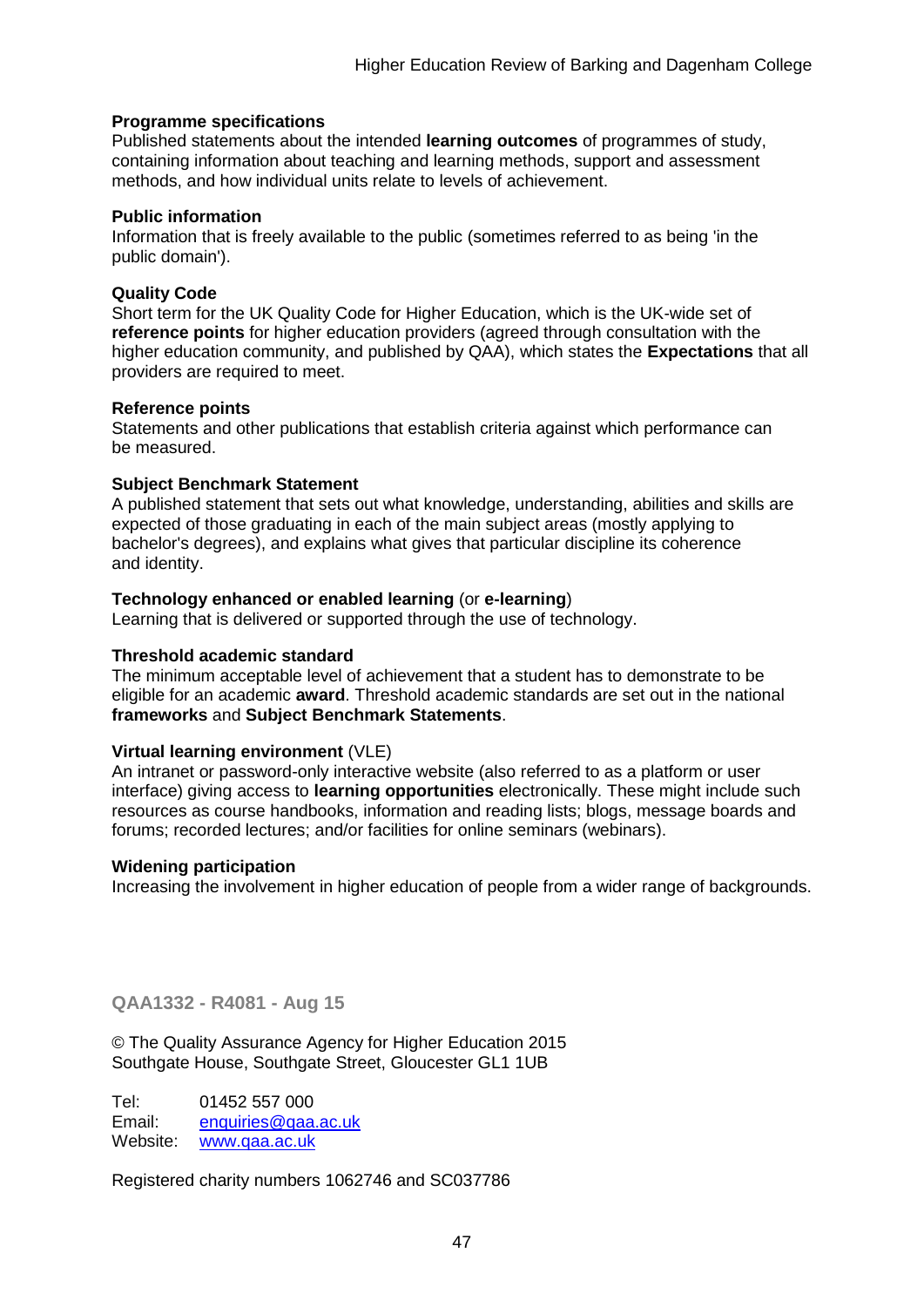**Programme specifications**
Published statements about the intended **learning outcomes** of programmes of study, containing information about teaching and learning methods, support and assessment methods, and how individual units relate to levels of achievement.

**Public information**
Information that is freely available to the public (sometimes referred to as being 'in the public domain').

**Quality Code**
Short term for the UK Quality Code for Higher Education, which is the UK-wide set of **reference points** for higher education providers (agreed through consultation with the higher education community, and published by QAA), which states the **Expectations** that all providers are required to meet.

**Reference points**
Statements and other publications that establish criteria against which performance can be measured.

**Subject Benchmark Statement**
A published statement that sets out what knowledge, understanding, abilities and skills are expected of those graduating in each of the main subject areas (mostly applying to bachelor's degrees), and explains what gives that particular discipline its coherence and identity.

**Technology enhanced or enabled learning** (or **e-learning**)
Learning that is delivered or supported through the use of technology.

**Threshold academic standard**
The minimum acceptable level of achievement that a student has to demonstrate to be eligible for an academic **award**. Threshold academic standards are set out in the national **frameworks** and **Subject Benchmark Statements**.

**Virtual learning environment** (VLE)
An intranet or password-only interactive website (also referred to as a platform or user interface) giving access to **learning opportunities** electronically. These might include such resources as course handbooks, information and reading lists; blogs, message boards and forums; recorded lectures; and/or facilities for online seminars (webinars).

**Widening participation**
Increasing the involvement in higher education of people from a wider range of backgrounds.

**QAA1332 - R4081 - Aug 15**

© The Quality Assurance Agency for Higher Education 2015
Southgate House, Southgate Street, Gloucester GL1 1UB

Tel: 01452 557 000
Email: enquiries@qaa.ac.uk
Website: www.qaa.ac.uk

Registered charity numbers 1062746 and SC037786